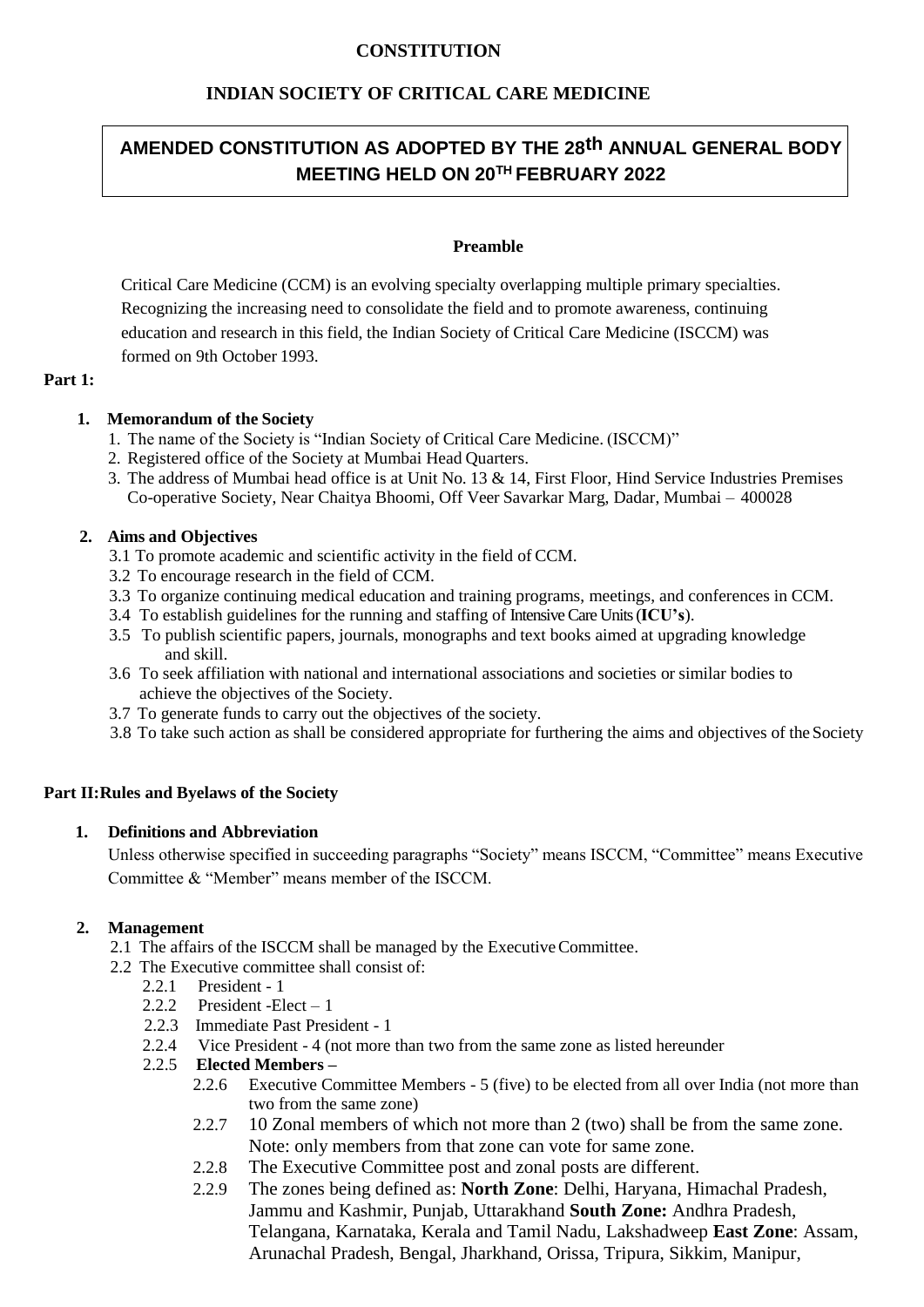# CONSTITUTION

# INDIAN SOCIETY OF CRITICAL CARE MEDICINE

**AMENDED CONSTITUTION AS ADOPTED BY THE 28th ANNUAL GENERAL BODY MEETING HELD ON 20TH FEBRUARY 2022**

### Preamble

Critical Care Medicine (CCM) is an evolving specialty overlapping multiple primary specialties. Recognizing the increasing need to consolidate the field and to promote awareness, continuing education and research in this field, the Indian Society of Critical Care Medicine (ISCCM) was formed on 9th October 1993.

## Part 1:

### 1. Memorandum of the Society

1. The name of the Society is "Indian Society of Critical Care Medicine. (ISCCM)"
2. Registered office of the Society at Mumbai Head Quarters.
3. The address of Mumbai head office is at Unit No. 13 & 14, First Floor, Hind Service Industries Premises Co-operative Society, Near Chaitya Bhoomi, Off Veer Savarkar Marg, Dadar, Mumbai – 400028

### 2. Aims and Objectives

3.1 To promote academic and scientific activity in the field of CCM.
3.2 To encourage research in the field of CCM.
3.3 To organize continuing medical education and training programs, meetings, and conferences in CCM.
3.4 To establish guidelines for the running and staffing of Intensive Care Units (**ICU's**).
3.5 To publish scientific papers, journals, monographs and text books aimed at upgrading knowledge and skill.
3.6 To seek affiliation with national and international associations and societies or similar bodies to achieve the objectives of the Society.
3.7 To generate funds to carry out the objectives of the society.
3.8 To take such action as shall be considered appropriate for furthering the aims and objectives of the Society

## Part II: Rules and Byelaws of the Society

### 1. Definitions and Abbreviation

Unless otherwise specified in succeeding paragraphs "Society" means ISCCM, "Committee" means Executive Committee & "Member" means member of the ISCCM.

### 2. Management

2.1 The affairs of the ISCCM shall be managed by the Executive Committee.
2.2 The Executive committee shall consist of:
 2.2.1 President - 1
 2.2.2 President -Elect – 1
 2.2.3 Immediate Past President - 1
 2.2.4 Vice President - 4 (not more than two from the same zone as listed hereunder
 2.2.5 **Elected Members –**
  2.2.6 Executive Committee Members - 5 (five) to be elected from all over India (not more than two from the same zone)
  2.2.7 10 Zonal members of which not more than 2 (two) shall be from the same zone. Note: only members from that zone can vote for same zone.
  2.2.8 The Executive Committee post and zonal posts are different.
  2.2.9 The zones being defined as: **North Zone**: Delhi, Haryana, Himachal Pradesh, Jammu and Kashmir, Punjab, Uttarakhand **South Zone:** Andhra Pradesh, Telangana, Karnataka, Kerala and Tamil Nadu, Lakshadweep **East Zone**: Assam, Arunachal Pradesh, Bengal, Jharkhand, Orissa, Tripura, Sikkim, Manipur,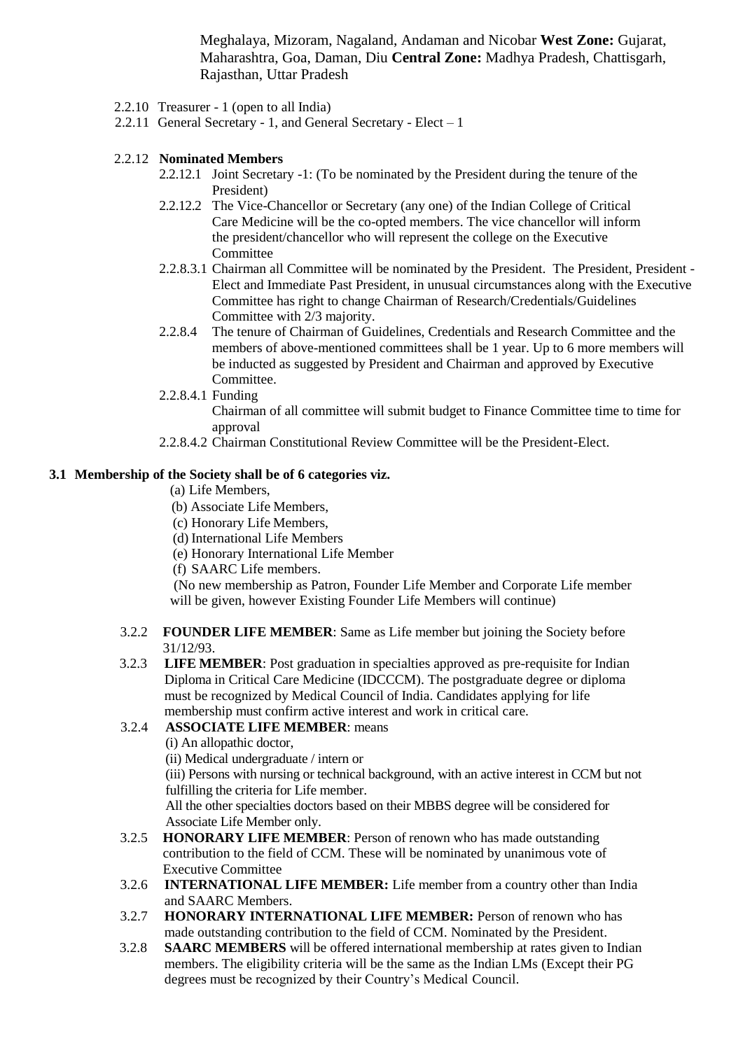Meghalaya, Mizoram, Nagaland, Andaman and Nicobar **West Zone:** Gujarat, Maharashtra, Goa, Daman, Diu **Central Zone:** Madhya Pradesh, Chattisgarh, Rajasthan, Uttar Pradesh

2.2.10 Treasurer - 1 (open to all India)

2.2.11 General Secretary - 1, and General Secretary - Elect – 1

2.2.12 **Nominated Members**

2.2.12.1 Joint Secretary -1: (To be nominated by the President during the tenure of the President)

2.2.12.2 The Vice-Chancellor or Secretary (any one) of the Indian College of Critical Care Medicine will be the co-opted members. The vice chancellor will inform the president/chancellor who will represent the college on the Executive Committee

2.2.8.3.1 Chairman all Committee will be nominated by the President. The President, President - Elect and Immediate Past President, in unusual circumstances along with the Executive Committee has right to change Chairman of Research/Credentials/Guidelines Committee with 2/3 majority.

2.2.8.4 The tenure of Chairman of Guidelines, Credentials and Research Committee and the members of above-mentioned committees shall be 1 year. Up to 6 more members will be inducted as suggested by President and Chairman and approved by Executive Committee.

2.2.8.4.1 Funding

Chairman of all committee will submit budget to Finance Committee time to time for approval

2.2.8.4.2 Chairman Constitutional Review Committee will be the President-Elect.

**3.1 Membership of the Society shall be of 6 categories viz.**

(a) Life Members,
(b) Associate Life Members,
(c) Honorary Life Members,
(d) International Life Members
(e) Honorary International Life Member
(f) SAARC Life members.

(No new membership as Patron, Founder Life Member and Corporate Life member will be given, however Existing Founder Life Members will continue)

3.2.2 **FOUNDER LIFE MEMBER**: Same as Life member but joining the Society before 31/12/93.

3.2.3 **LIFE MEMBER**: Post graduation in specialties approved as pre-requisite for Indian Diploma in Critical Care Medicine (IDCCCM). The postgraduate degree or diploma must be recognized by Medical Council of India. Candidates applying for life membership must confirm active interest and work in critical care.

3.2.4 **ASSOCIATE LIFE MEMBER**: means

(i) An allopathic doctor,
(ii) Medical undergraduate / intern or
(iii) Persons with nursing or technical background, with an active interest in CCM but not fulfilling the criteria for Life member.

All the other specialties doctors based on their MBBS degree will be considered for Associate Life Member only.

3.2.5 **HONORARY LIFE MEMBER**: Person of renown who has made outstanding contribution to the field of CCM. These will be nominated by unanimous vote of Executive Committee

3.2.6 **INTERNATIONAL LIFE MEMBER:** Life member from a country other than India and SAARC Members.

3.2.7 **HONORARY INTERNATIONAL LIFE MEMBER:** Person of renown who has made outstanding contribution to the field of CCM. Nominated by the President.

3.2.8 **SAARC MEMBERS** will be offered international membership at rates given to Indian members. The eligibility criteria will be the same as the Indian LMs (Except their PG degrees must be recognized by their Country's Medical Council.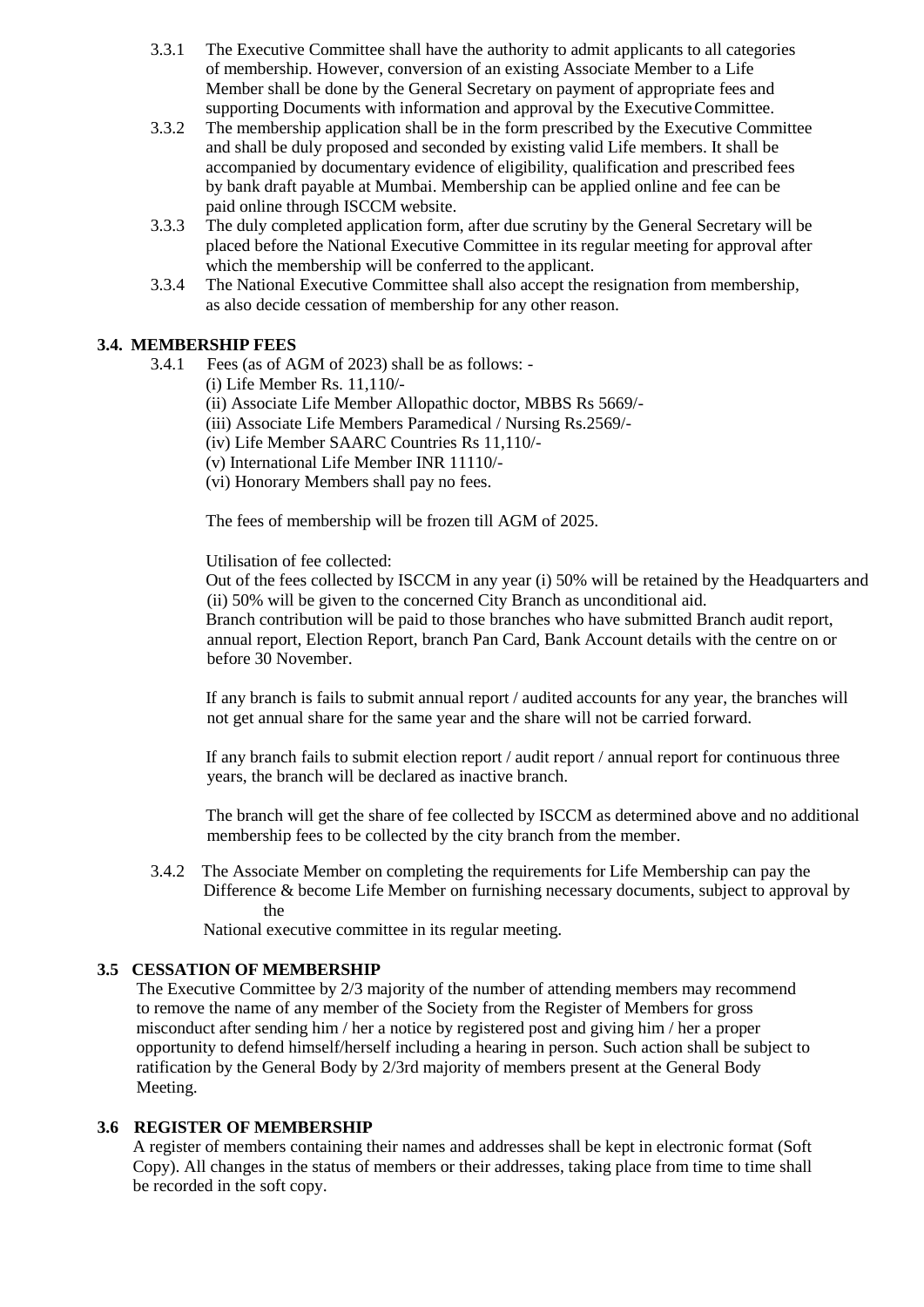3.3.1 The Executive Committee shall have the authority to admit applicants to all categories of membership. However, conversion of an existing Associate Member to a Life Member shall be done by the General Secretary on payment of appropriate fees and supporting Documents with information and approval by the Executive Committee.

3.3.2 The membership application shall be in the form prescribed by the Executive Committee and shall be duly proposed and seconded by existing valid Life members. It shall be accompanied by documentary evidence of eligibility, qualification and prescribed fees by bank draft payable at Mumbai. Membership can be applied online and fee can be paid online through ISCCM website.

3.3.3 The duly completed application form, after due scrutiny by the General Secretary will be placed before the National Executive Committee in its regular meeting for approval after which the membership will be conferred to the applicant.

3.3.4 The National Executive Committee shall also accept the resignation from membership, as also decide cessation of membership for any other reason.

## 3.4. MEMBERSHIP FEES

3.4.1 Fees (as of AGM of 2023) shall be as follows: -

(i) Life Member Rs. 11,110/-
(ii) Associate Life Member Allopathic doctor, MBBS Rs 5669/-
(iii) Associate Life Members Paramedical / Nursing Rs.2569/-
(iv) Life Member SAARC Countries Rs 11,110/-
(v) International Life Member INR 11110/-
(vi) Honorary Members shall pay no fees.

The fees of membership will be frozen till AGM of 2025.

Utilisation of fee collected:

Out of the fees collected by ISCCM in any year (i) 50% will be retained by the Headquarters and (ii) 50% will be given to the concerned City Branch as unconditional aid.

Branch contribution will be paid to those branches who have submitted Branch audit report, annual report, Election Report, branch Pan Card, Bank Account details with the centre on or before 30 November.

If any branch is fails to submit annual report / audited accounts for any year, the branches will not get annual share for the same year and the share will not be carried forward.

If any branch fails to submit election report / audit report / annual report for continuous three years, the branch will be declared as inactive branch.

The branch will get the share of fee collected by ISCCM as determined above and no additional membership fees to be collected by the city branch from the member.

3.4.2 The Associate Member on completing the requirements for Life Membership can pay the Difference & become Life Member on furnishing necessary documents, subject to approval by the National executive committee in its regular meeting.

## 3.5 CESSATION OF MEMBERSHIP

The Executive Committee by 2/3 majority of the number of attending members may recommend to remove the name of any member of the Society from the Register of Members for gross misconduct after sending him / her a notice by registered post and giving him / her a proper opportunity to defend himself/herself including a hearing in person. Such action shall be subject to ratification by the General Body by 2/3rd majority of members present at the General Body Meeting.

## 3.6 REGISTER OF MEMBERSHIP

A register of members containing their names and addresses shall be kept in electronic format (Soft Copy). All changes in the status of members or their addresses, taking place from time to time shall be recorded in the soft copy.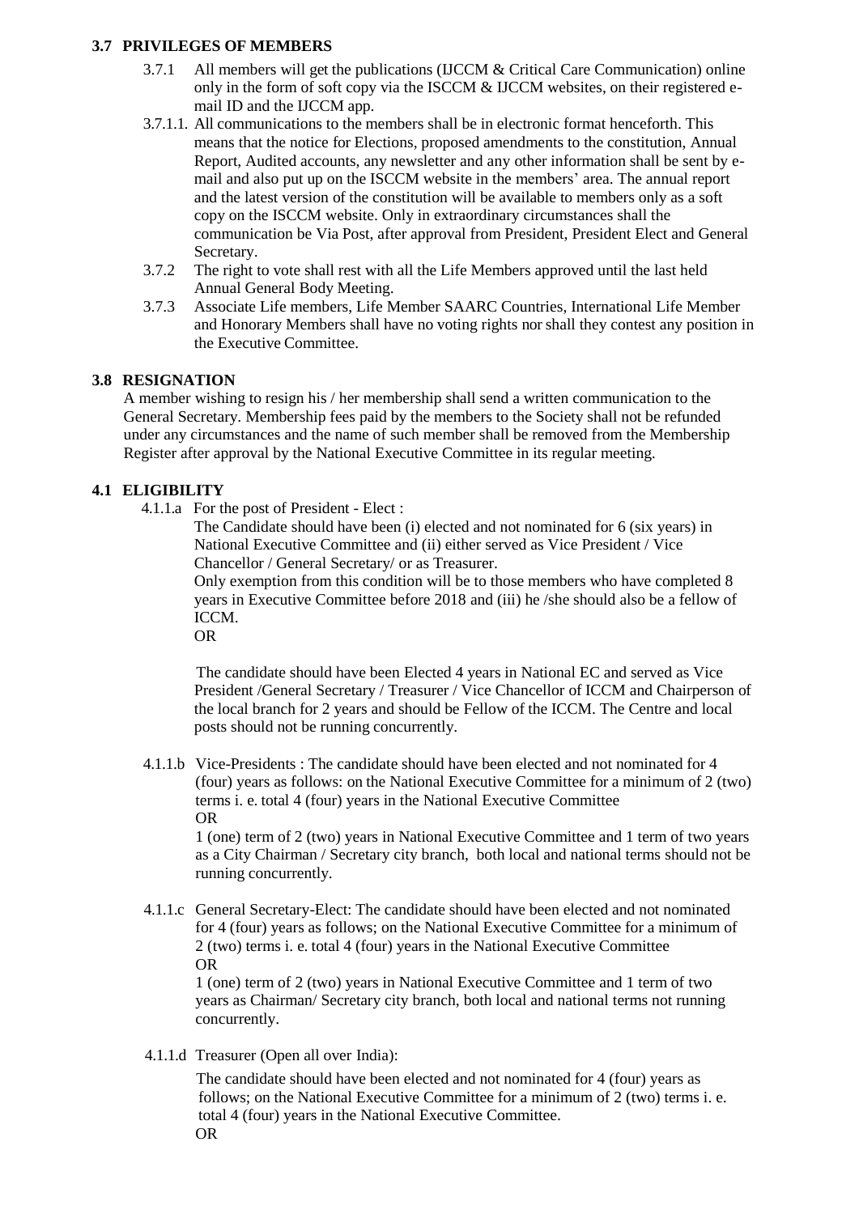### 3.7 PRIVILEGES OF MEMBERS

3.7.1 All members will get the publications (IJCCM & Critical Care Communication) online only in the form of soft copy via the ISCCM & IJCCM websites, on their registered e-mail ID and the IJCCM app.

3.7.1.1. All communications to the members shall be in electronic format henceforth. This means that the notice for Elections, proposed amendments to the constitution, Annual Report, Audited accounts, any newsletter and any other information shall be sent by e-mail and also put up on the ISCCM website in the members' area. The annual report and the latest version of the constitution will be available to members only as a soft copy on the ISCCM website. Only in extraordinary circumstances shall the communication be Via Post, after approval from President, President Elect and General Secretary.

3.7.2 The right to vote shall rest with all the Life Members approved until the last held Annual General Body Meeting.

3.7.3 Associate Life members, Life Member SAARC Countries, International Life Member and Honorary Members shall have no voting rights nor shall they contest any position in the Executive Committee.

### 3.8 RESIGNATION

A member wishing to resign his / her membership shall send a written communication to the General Secretary. Membership fees paid by the members to the Society shall not be refunded under any circumstances and the name of such member shall be removed from the Membership Register after approval by the National Executive Committee in its regular meeting.

### 4.1 ELIGIBILITY

4.1.1.a For the post of President - Elect :

The Candidate should have been (i) elected and not nominated for 6 (six years) in National Executive Committee and (ii) either served as Vice President / Vice Chancellor / General Secretary/ or as Treasurer.

Only exemption from this condition will be to those members who have completed 8 years in Executive Committee before 2018 and (iii) he /she should also be a fellow of ICCM.

OR

The candidate should have been Elected 4 years in National EC and served as Vice President /General Secretary / Treasurer / Vice Chancellor of ICCM and Chairperson of the local branch for 2 years and should be Fellow of the ICCM. The Centre and local posts should not be running concurrently.

4.1.1.b Vice-Presidents : The candidate should have been elected and not nominated for 4 (four) years as follows: on the National Executive Committee for a minimum of 2 (two) terms i. e. total 4 (four) years in the National Executive Committee

OR

1 (one) term of 2 (two) years in National Executive Committee and 1 term of two years as a City Chairman / Secretary city branch, both local and national terms should not be running concurrently.

4.1.1.c General Secretary-Elect: The candidate should have been elected and not nominated for 4 (four) years as follows; on the National Executive Committee for a minimum of 2 (two) terms i. e. total 4 (four) years in the National Executive Committee

OR

1 (one) term of 2 (two) years in National Executive Committee and 1 term of two years as Chairman/ Secretary city branch, both local and national terms not running concurrently.

4.1.1.d Treasurer (Open all over India):

The candidate should have been elected and not nominated for 4 (four) years as follows; on the National Executive Committee for a minimum of 2 (two) terms i. e. total 4 (four) years in the National Executive Committee.

OR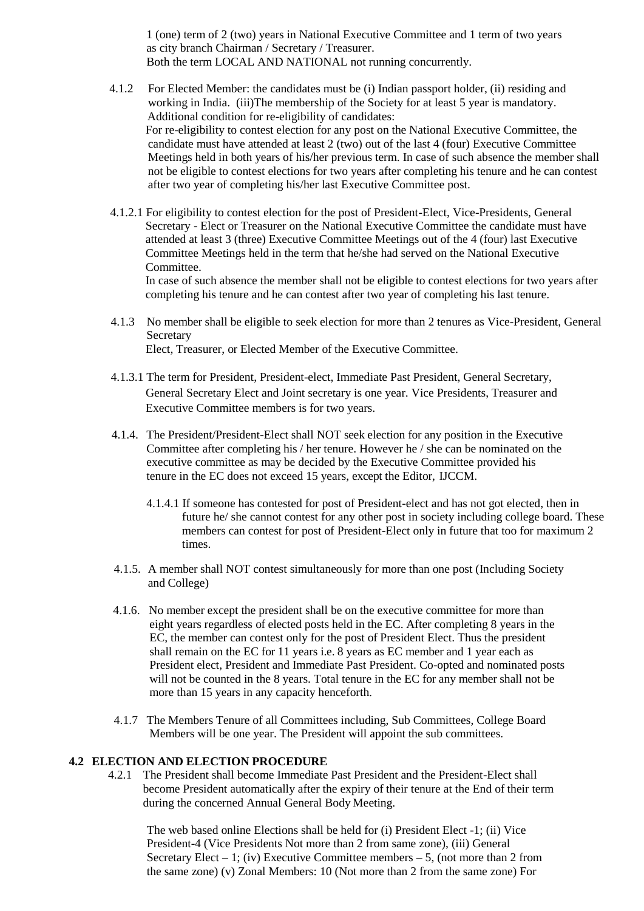1 (one) term of 2 (two) years in National Executive Committee and 1 term of two years as city branch Chairman / Secretary / Treasurer.
Both the term LOCAL AND NATIONAL not running concurrently.

4.1.2 For Elected Member: the candidates must be (i) Indian passport holder, (ii) residing and working in India. (iii)The membership of the Society for at least 5 year is mandatory.
Additional condition for re-eligibility of candidates:
For re-eligibility to contest election for any post on the National Executive Committee, the candidate must have attended at least 2 (two) out of the last 4 (four) Executive Committee Meetings held in both years of his/her previous term. In case of such absence the member shall not be eligible to contest elections for two years after completing his tenure and he can contest after two year of completing his/her last Executive Committee post.

4.1.2.1 For eligibility to contest election for the post of President-Elect, Vice-Presidents, General Secretary - Elect or Treasurer on the National Executive Committee the candidate must have attended at least 3 (three) Executive Committee Meetings out of the 4 (four) last Executive Committee Meetings held in the term that he/she had served on the National Executive Committee.
In case of such absence the member shall not be eligible to contest elections for two years after completing his tenure and he can contest after two year of completing his last tenure.

4.1.3 No member shall be eligible to seek election for more than 2 tenures as Vice-President, General Secretary
Elect, Treasurer, or Elected Member of the Executive Committee.

4.1.3.1 The term for President, President-elect, Immediate Past President, General Secretary, General Secretary Elect and Joint secretary is one year. Vice Presidents, Treasurer and Executive Committee members is for two years.

4.1.4. The President/President-Elect shall NOT seek election for any position in the Executive Committee after completing his / her tenure. However he / she can be nominated on the executive committee as may be decided by the Executive Committee provided his tenure in the EC does not exceed 15 years, except the Editor, IJCCM.

4.1.4.1 If someone has contested for post of President-elect and has not got elected, then in future he/ she cannot contest for any other post in society including college board. These members can contest for post of President-Elect only in future that too for maximum 2 times.

4.1.5. A member shall NOT contest simultaneously for more than one post (Including Society and College)

4.1.6. No member except the president shall be on the executive committee for more than eight years regardless of elected posts held in the EC. After completing 8 years in the EC, the member can contest only for the post of President Elect. Thus the president shall remain on the EC for 11 years i.e. 8 years as EC member and 1 year each as President elect, President and Immediate Past President. Co-opted and nominated posts will not be counted in the 8 years. Total tenure in the EC for any member shall not be more than 15 years in any capacity henceforth.

4.1.7 The Members Tenure of all Committees including, Sub Committees, College Board Members will be one year. The President will appoint the sub committees.

## 4.2 ELECTION AND ELECTION PROCEDURE

4.2.1 The President shall become Immediate Past President and the President-Elect shall become President automatically after the expiry of their tenure at the End of their term during the concerned Annual General Body Meeting.

The web based online Elections shall be held for (i) President Elect -1; (ii) Vice President-4 (Vice Presidents Not more than 2 from same zone), (iii) General Secretary Elect – 1; (iv) Executive Committee members – 5, (not more than 2 from the same zone) (v) Zonal Members: 10 (Not more than 2 from the same zone) For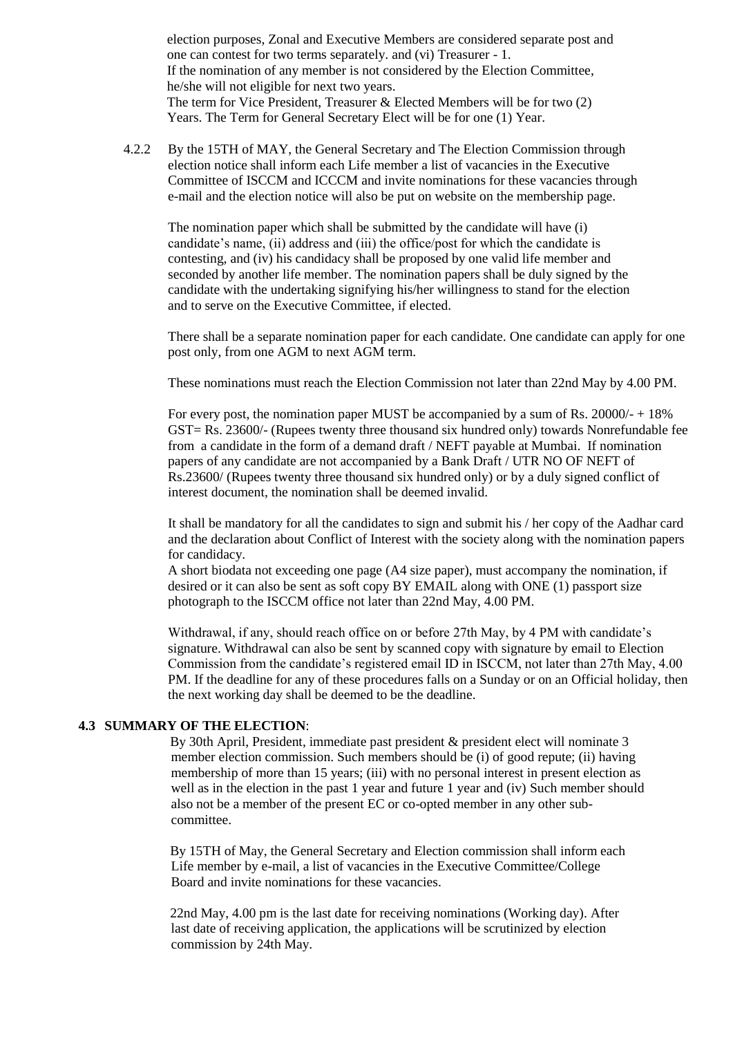election purposes, Zonal and Executive Members are considered separate post and one can contest for two terms separately. and (vi) Treasurer - 1.
If the nomination of any member is not considered by the Election Committee, he/she will not eligible for next two years.
The term for Vice President, Treasurer & Elected Members will be for two (2) Years. The Term for General Secretary Elect will be for one (1) Year.

4.2.2 By the 15TH of MAY, the General Secretary and The Election Commission through election notice shall inform each Life member a list of vacancies in the Executive Committee of ISCCM and ICCCM and invite nominations for these vacancies through e-mail and the election notice will also be put on website on the membership page.

The nomination paper which shall be submitted by the candidate will have (i) candidate's name, (ii) address and (iii) the office/post for which the candidate is contesting, and (iv) his candidacy shall be proposed by one valid life member and seconded by another life member. The nomination papers shall be duly signed by the candidate with the undertaking signifying his/her willingness to stand for the election and to serve on the Executive Committee, if elected.

There shall be a separate nomination paper for each candidate. One candidate can apply for one post only, from one AGM to next AGM term.

These nominations must reach the Election Commission not later than 22nd May by 4.00 PM.

For every post, the nomination paper MUST be accompanied by a sum of Rs. 20000/- + 18% GST= Rs. 23600/- (Rupees twenty three thousand six hundred only) towards Nonrefundable fee from a candidate in the form of a demand draft / NEFT payable at Mumbai. If nomination papers of any candidate are not accompanied by a Bank Draft / UTR NO OF NEFT of Rs.23600/ (Rupees twenty three thousand six hundred only) or by a duly signed conflict of interest document, the nomination shall be deemed invalid.

It shall be mandatory for all the candidates to sign and submit his / her copy of the Aadhar card and the declaration about Conflict of Interest with the society along with the nomination papers for candidacy.
A short biodata not exceeding one page (A4 size paper), must accompany the nomination, if desired or it can also be sent as soft copy BY EMAIL along with ONE (1) passport size photograph to the ISCCM office not later than 22nd May, 4.00 PM.

Withdrawal, if any, should reach office on or before 27th May, by 4 PM with candidate's signature. Withdrawal can also be sent by scanned copy with signature by email to Election Commission from the candidate's registered email ID in ISCCM, not later than 27th May, 4.00 PM. If the deadline for any of these procedures falls on a Sunday or on an Official holiday, then the next working day shall be deemed to be the deadline.

**4.3 SUMMARY OF THE ELECTION**:

By 30th April, President, immediate past president & president elect will nominate 3 member election commission. Such members should be (i) of good repute; (ii) having membership of more than 15 years; (iii) with no personal interest in present election as well as in the election in the past 1 year and future 1 year and (iv) Such member should also not be a member of the present EC or co-opted member in any other sub-committee.

By 15TH of May, the General Secretary and Election commission shall inform each Life member by e-mail, a list of vacancies in the Executive Committee/College Board and invite nominations for these vacancies.

22nd May, 4.00 pm is the last date for receiving nominations (Working day). After last date of receiving application, the applications will be scrutinized by election commission by 24th May.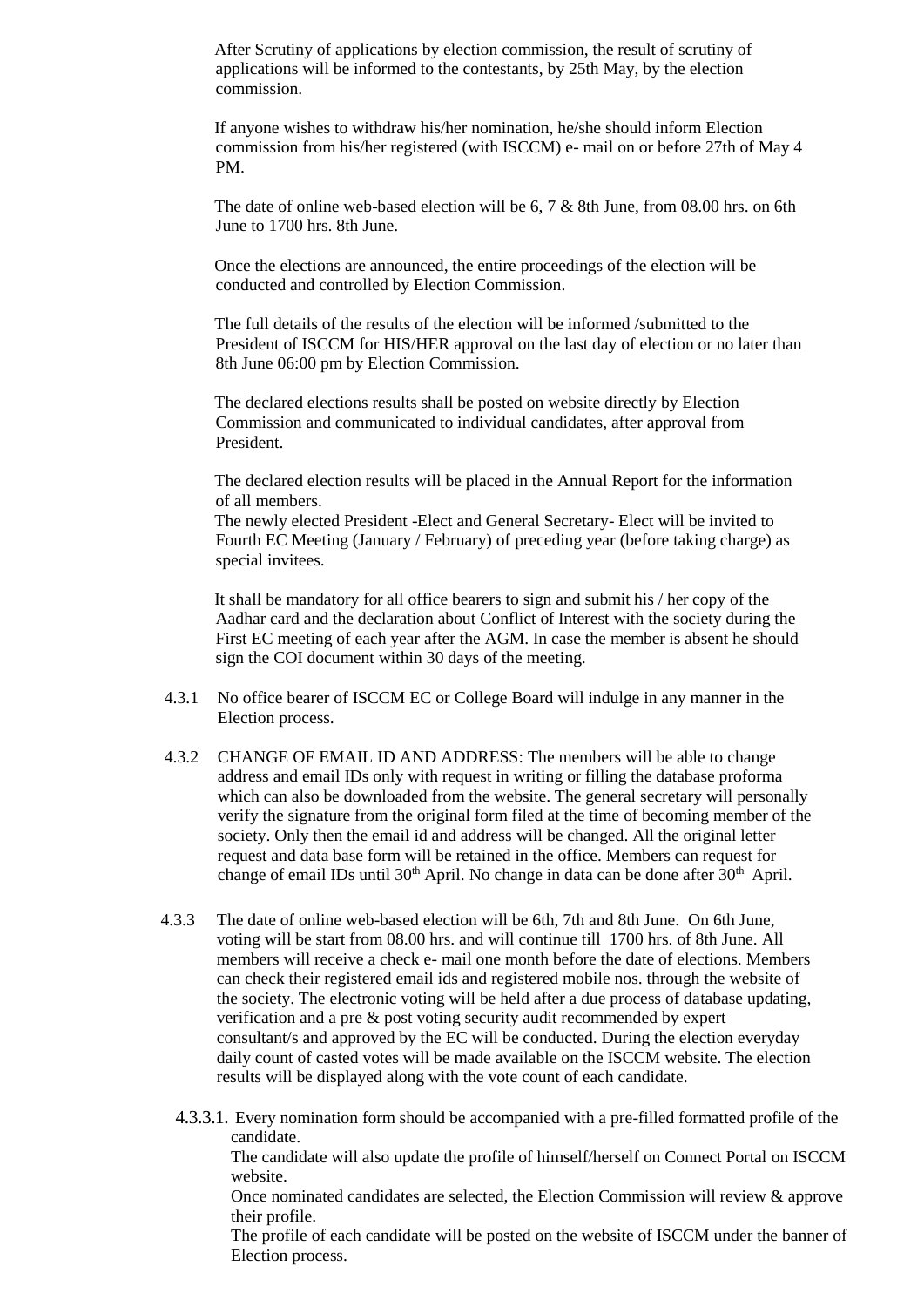After Scrutiny of applications by election commission, the result of scrutiny of applications will be informed to the contestants, by 25th May, by the election commission.

If anyone wishes to withdraw his/her nomination, he/she should inform Election commission from his/her registered (with ISCCM) e- mail on or before 27th of May 4 PM.

The date of online web-based election will be 6, 7 & 8th June, from 08.00 hrs. on 6th June to 1700 hrs. 8th June.

Once the elections are announced, the entire proceedings of the election will be conducted and controlled by Election Commission.

The full details of the results of the election will be informed /submitted to the President of ISCCM for HIS/HER approval on the last day of election or no later than 8th June 06:00 pm by Election Commission.

The declared elections results shall be posted on website directly by Election Commission and communicated to individual candidates, after approval from President.

The declared election results will be placed in the Annual Report for the information of all members.
The newly elected President -Elect and General Secretary- Elect will be invited to Fourth EC Meeting (January / February) of preceding year (before taking charge) as special invitees.

It shall be mandatory for all office bearers to sign and submit his / her copy of the Aadhar card and the declaration about Conflict of Interest with the society during the First EC meeting of each year after the AGM. In case the member is absent he should sign the COI document within 30 days of the meeting.

4.3.1 No office bearer of ISCCM EC or College Board will indulge in any manner in the Election process.

4.3.2 CHANGE OF EMAIL ID AND ADDRESS: The members will be able to change address and email IDs only with request in writing or filling the database proforma which can also be downloaded from the website. The general secretary will personally verify the signature from the original form filed at the time of becoming member of the society. Only then the email id and address will be changed. All the original letter request and data base form will be retained in the office. Members can request for change of email IDs until 30th April. No change in data can be done after 30th April.

4.3.3 The date of online web-based election will be 6th, 7th and 8th June. On 6th June, voting will be start from 08.00 hrs. and will continue till 1700 hrs. of 8th June. All members will receive a check e- mail one month before the date of elections. Members can check their registered email ids and registered mobile nos. through the website of the society. The electronic voting will be held after a due process of database updating, verification and a pre & post voting security audit recommended by expert consultant/s and approved by the EC will be conducted. During the election everyday daily count of casted votes will be made available on the ISCCM website. The election results will be displayed along with the vote count of each candidate.

4.3.3.1. Every nomination form should be accompanied with a pre-filled formatted profile of the candidate.
The candidate will also update the profile of himself/herself on Connect Portal on ISCCM website.
Once nominated candidates are selected, the Election Commission will review & approve their profile.
The profile of each candidate will be posted on the website of ISCCM under the banner of Election process.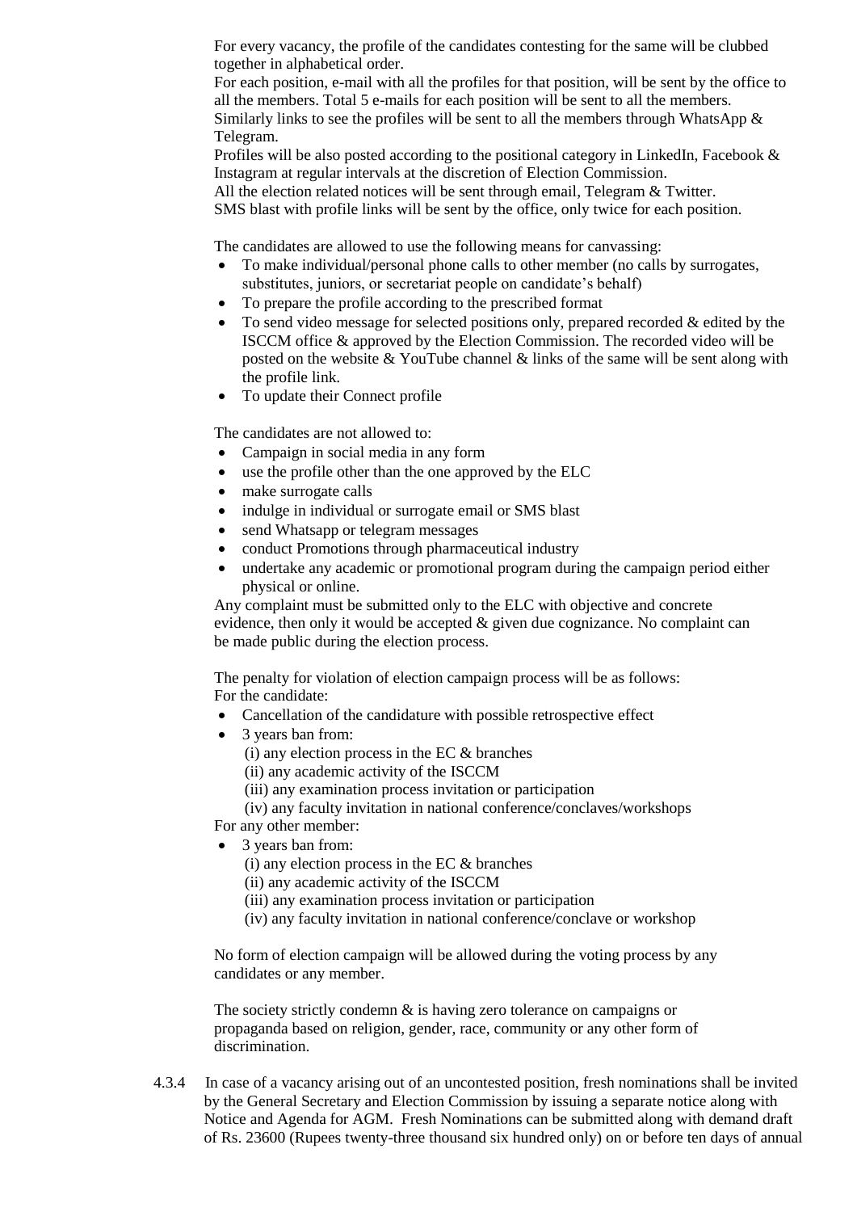For every vacancy, the profile of the candidates contesting for the same will be clubbed together in alphabetical order.
For each position, e-mail with all the profiles for that position, will be sent by the office to all the members. Total 5 e-mails for each position will be sent to all the members.
Similarly links to see the profiles will be sent to all the members through WhatsApp & Telegram.
Profiles will be also posted according to the positional category in LinkedIn, Facebook & Instagram at regular intervals at the discretion of Election Commission.
All the election related notices will be sent through email, Telegram & Twitter.
SMS blast with profile links will be sent by the office, only twice for each position.

The candidates are allowed to use the following means for canvassing:

- To make individual/personal phone calls to other member (no calls by surrogates, substitutes, juniors, or secretariat people on candidate's behalf)
- To prepare the profile according to the prescribed format
- To send video message for selected positions only, prepared recorded & edited by the ISCCM office & approved by the Election Commission. The recorded video will be posted on the website & YouTube channel & links of the same will be sent along with the profile link.
- To update their Connect profile

The candidates are not allowed to:

- Campaign in social media in any form
- use the profile other than the one approved by the ELC
- make surrogate calls
- indulge in individual or surrogate email or SMS blast
- send Whatsapp or telegram messages
- conduct Promotions through pharmaceutical industry
- undertake any academic or promotional program during the campaign period either physical or online.

Any complaint must be submitted only to the ELC with objective and concrete evidence, then only it would be accepted & given due cognizance. No complaint can be made public during the election process.

The penalty for violation of election campaign process will be as follows:
For the candidate:

- Cancellation of the candidature with possible retrospective effect
- 3 years ban from:
  (i) any election process in the EC & branches
  (ii) any academic activity of the ISCCM
  (iii) any examination process invitation or participation
  (iv) any faculty invitation in national conference/conclaves/workshops

For any other member:

- 3 years ban from:
  (i) any election process in the EC & branches
  (ii) any academic activity of the ISCCM
  (iii) any examination process invitation or participation
  (iv) any faculty invitation in national conference/conclave or workshop

No form of election campaign will be allowed during the voting process by any candidates or any member.

The society strictly condemn & is having zero tolerance on campaigns or propaganda based on religion, gender, race, community or any other form of discrimination.

4.3.4 In case of a vacancy arising out of an uncontested position, fresh nominations shall be invited by the General Secretary and Election Commission by issuing a separate notice along with Notice and Agenda for AGM. Fresh Nominations can be submitted along with demand draft of Rs. 23600 (Rupees twenty-three thousand six hundred only) on or before ten days of annual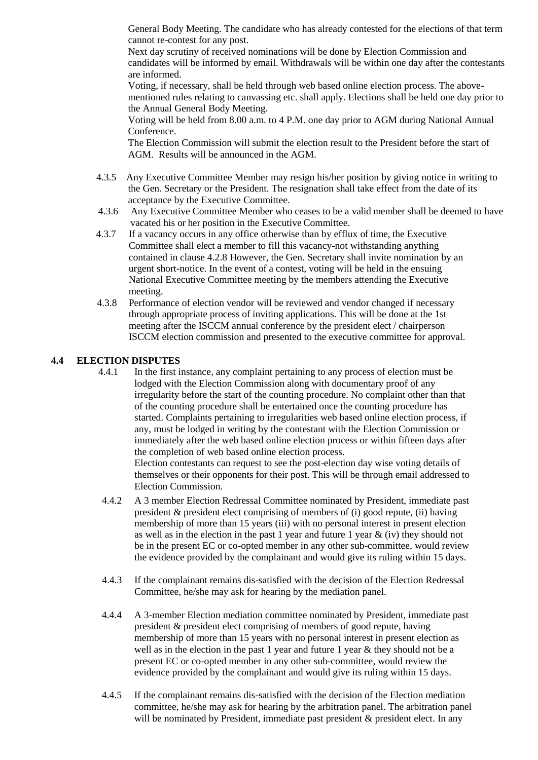General Body Meeting. The candidate who has already contested for the elections of that term cannot re-contest for any post.

Next day scrutiny of received nominations will be done by Election Commission and candidates will be informed by email. Withdrawals will be within one day after the contestants are informed.

Voting, if necessary, shall be held through web based online election process. The above-mentioned rules relating to canvassing etc. shall apply. Elections shall be held one day prior to the Annual General Body Meeting.

Voting will be held from 8.00 a.m. to 4 P.M. one day prior to AGM during National Annual Conference.

The Election Commission will submit the election result to the President before the start of AGM. Results will be announced in the AGM.

4.3.5 Any Executive Committee Member may resign his/her position by giving notice in writing to the Gen. Secretary or the President. The resignation shall take effect from the date of its acceptance by the Executive Committee.

4.3.6 Any Executive Committee Member who ceases to be a valid member shall be deemed to have vacated his or her position in the Executive Committee.

4.3.7 If a vacancy occurs in any office otherwise than by efflux of time, the Executive Committee shall elect a member to fill this vacancy-not withstanding anything contained in clause 4.2.8 However, the Gen. Secretary shall invite nomination by an urgent short-notice. In the event of a contest, voting will be held in the ensuing National Executive Committee meeting by the members attending the Executive meeting.

4.3.8 Performance of election vendor will be reviewed and vendor changed if necessary through appropriate process of inviting applications. This will be done at the 1st meeting after the ISCCM annual conference by the president elect / chairperson ISCCM election commission and presented to the executive committee for approval.

## 4.4 ELECTION DISPUTES

4.4.1 In the first instance, any complaint pertaining to any process of election must be lodged with the Election Commission along with documentary proof of any irregularity before the start of the counting procedure. No complaint other than that of the counting procedure shall be entertained once the counting procedure has started. Complaints pertaining to irregularities web based online election process, if any, must be lodged in writing by the contestant with the Election Commission or immediately after the web based online election process or within fifteen days after the completion of web based online election process.

Election contestants can request to see the post-election day wise voting details of themselves or their opponents for their post. This will be through email addressed to Election Commission.

4.4.2 A 3 member Election Redressal Committee nominated by President, immediate past president & president elect comprising of members of (i) good repute, (ii) having membership of more than 15 years (iii) with no personal interest in present election as well as in the election in the past 1 year and future 1 year & (iv) they should not be in the present EC or co-opted member in any other sub-committee, would review the evidence provided by the complainant and would give its ruling within 15 days.

4.4.3 If the complainant remains dis-satisfied with the decision of the Election Redressal Committee, he/she may ask for hearing by the mediation panel.

4.4.4 A 3-member Election mediation committee nominated by President, immediate past president & president elect comprising of members of good repute, having membership of more than 15 years with no personal interest in present election as well as in the election in the past 1 year and future 1 year & they should not be a present EC or co-opted member in any other sub-committee, would review the evidence provided by the complainant and would give its ruling within 15 days.

4.4.5 If the complainant remains dis-satisfied with the decision of the Election mediation committee, he/she may ask for hearing by the arbitration panel. The arbitration panel will be nominated by President, immediate past president & president elect. In any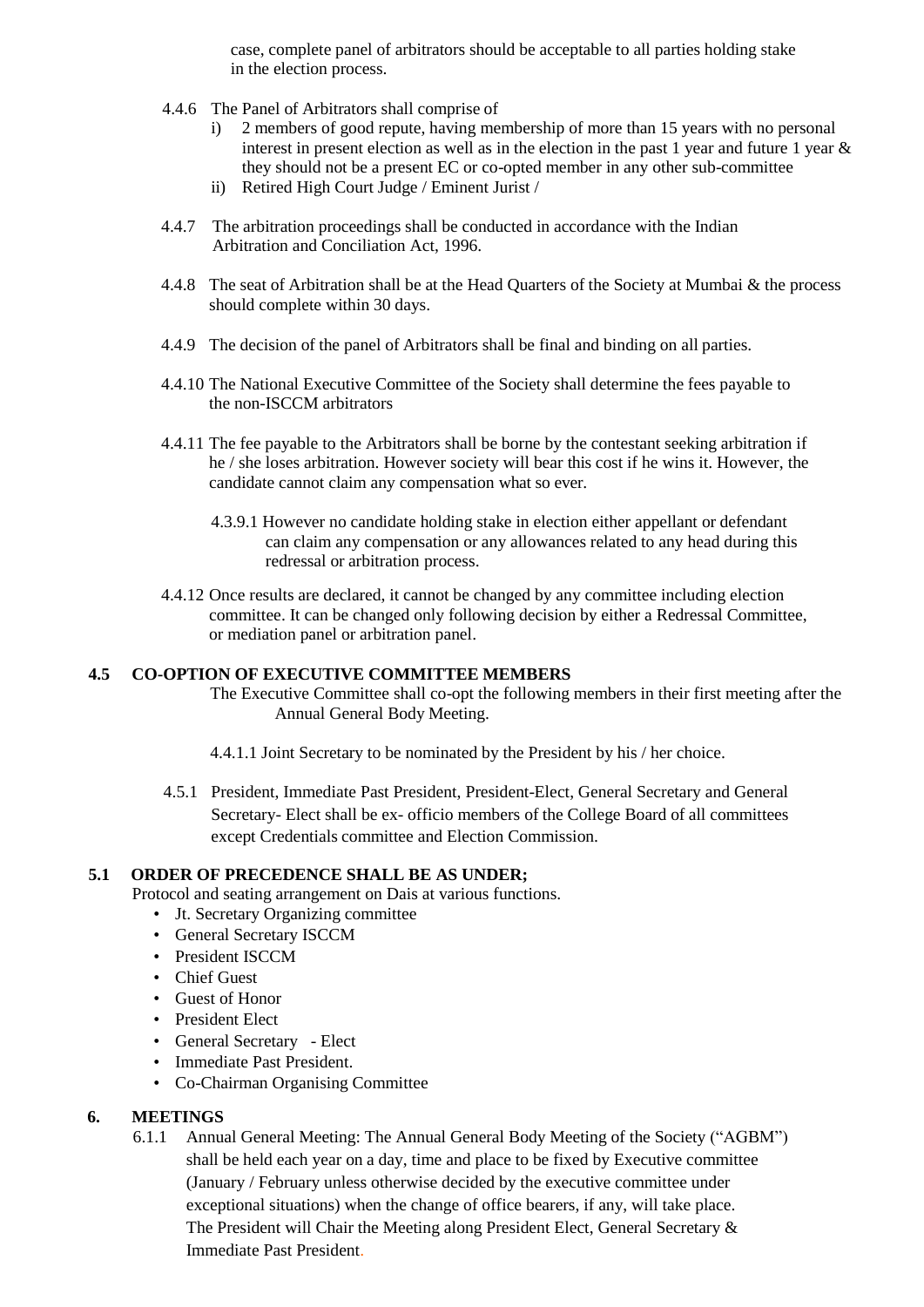case, complete panel of arbitrators should be acceptable to all parties holding stake in the election process.

4.4.6 The Panel of Arbitrators shall comprise of

i) 2 members of good repute, having membership of more than 15 years with no personal interest in present election as well as in the election in the past 1 year and future 1 year & they should not be a present EC or co-opted member in any other sub-committee

ii) Retired High Court Judge / Eminent Jurist /

4.4.7 The arbitration proceedings shall be conducted in accordance with the Indian Arbitration and Conciliation Act, 1996.

4.4.8 The seat of Arbitration shall be at the Head Quarters of the Society at Mumbai & the process should complete within 30 days.

4.4.9 The decision of the panel of Arbitrators shall be final and binding on all parties.

4.4.10 The National Executive Committee of the Society shall determine the fees payable to the non-ISCCM arbitrators

4.4.11 The fee payable to the Arbitrators shall be borne by the contestant seeking arbitration if he / she loses arbitration. However society will bear this cost if he wins it. However, the candidate cannot claim any compensation what so ever.

4.3.9.1 However no candidate holding stake in election either appellant or defendant can claim any compensation or any allowances related to any head during this redressal or arbitration process.

4.4.12 Once results are declared, it cannot be changed by any committee including election committee. It can be changed only following decision by either a Redressal Committee, or mediation panel or arbitration panel.

**4.5 CO-OPTION OF EXECUTIVE COMMITTEE MEMBERS**

The Executive Committee shall co-opt the following members in their first meeting after the Annual General Body Meeting.

4.4.1.1 Joint Secretary to be nominated by the President by his / her choice.

4.5.1 President, Immediate Past President, President-Elect, General Secretary and General Secretary- Elect shall be ex- officio members of the College Board of all committees except Credentials committee and Election Commission.

**5.1 ORDER OF PRECEDENCE SHALL BE AS UNDER;**

Protocol and seating arrangement on Dais at various functions.

- Jt. Secretary Organizing committee
- General Secretary ISCCM
- President ISCCM
- Chief Guest
- Guest of Honor
- President Elect
- General Secretary - Elect
- Immediate Past President.
- Co-Chairman Organising Committee

**6. MEETINGS**

6.1.1 Annual General Meeting: The Annual General Body Meeting of the Society ("AGBM") shall be held each year on a day, time and place to be fixed by Executive committee (January / February unless otherwise decided by the executive committee under exceptional situations) when the change of office bearers, if any, will take place. The President will Chair the Meeting along President Elect, General Secretary & Immediate Past President.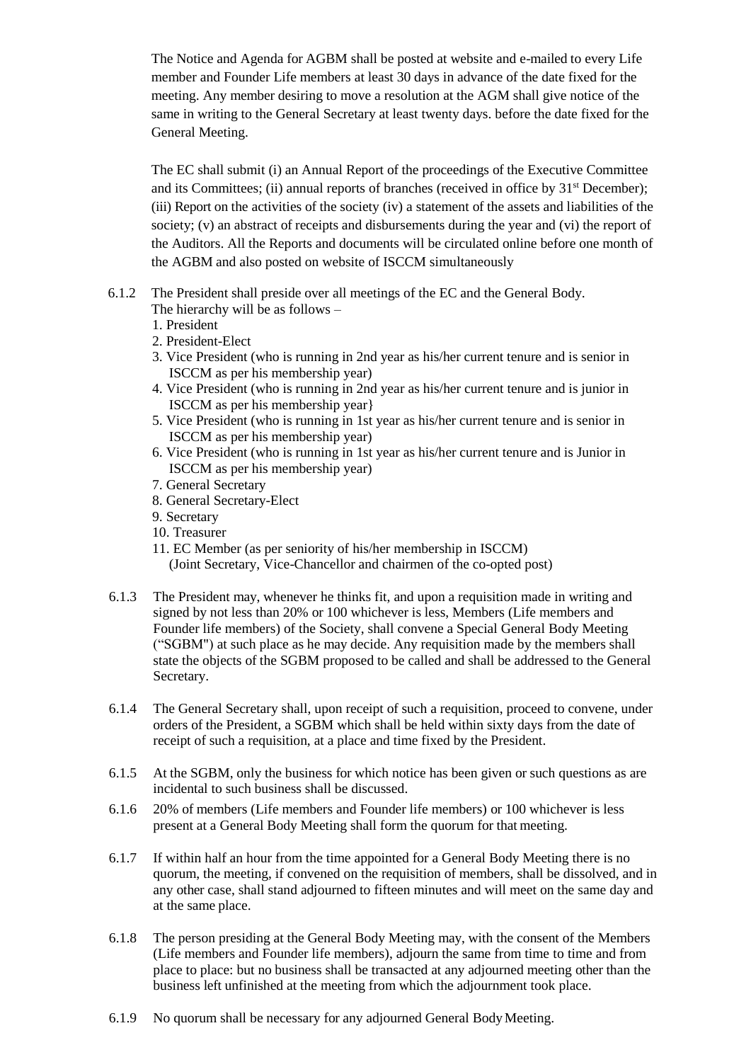The Notice and Agenda for AGBM shall be posted at website and e-mailed to every Life member and Founder Life members at least 30 days in advance of the date fixed for the meeting. Any member desiring to move a resolution at the AGM shall give notice of the same in writing to the General Secretary at least twenty days. before the date fixed for the General Meeting.

The EC shall submit (i) an Annual Report of the proceedings of the Executive Committee and its Committees; (ii) annual reports of branches (received in office by 31st December); (iii) Report on the activities of the society (iv) a statement of the assets and liabilities of the society; (v) an abstract of receipts and disbursements during the year and (vi) the report of the Auditors. All the Reports and documents will be circulated online before one month of the AGBM and also posted on website of ISCCM simultaneously

6.1.2 The President shall preside over all meetings of the EC and the General Body. The hierarchy will be as follows –

1. President
2. President-Elect
3. Vice President (who is running in 2nd year as his/her current tenure and is senior in ISCCM as per his membership year)
4. Vice President (who is running in 2nd year as his/her current tenure and is junior in ISCCM as per his membership year}
5. Vice President (who is running in 1st year as his/her current tenure and is senior in ISCCM as per his membership year)
6. Vice President (who is running in 1st year as his/her current tenure and is Junior in ISCCM as per his membership year)
7. General Secretary
8. General Secretary-Elect
9. Secretary
10. Treasurer
11. EC Member (as per seniority of his/her membership in ISCCM) (Joint Secretary, Vice-Chancellor and chairmen of the co-opted post)

6.1.3 The President may, whenever he thinks fit, and upon a requisition made in writing and signed by not less than 20% or 100 whichever is less, Members (Life members and Founder life members) of the Society, shall convene a Special General Body Meeting ("SGBM") at such place as he may decide. Any requisition made by the members shall state the objects of the SGBM proposed to be called and shall be addressed to the General Secretary.

6.1.4 The General Secretary shall, upon receipt of such a requisition, proceed to convene, under orders of the President, a SGBM which shall be held within sixty days from the date of receipt of such a requisition, at a place and time fixed by the President.

6.1.5 At the SGBM, only the business for which notice has been given or such questions as are incidental to such business shall be discussed.

6.1.6 20% of members (Life members and Founder life members) or 100 whichever is less present at a General Body Meeting shall form the quorum for that meeting.

6.1.7 If within half an hour from the time appointed for a General Body Meeting there is no quorum, the meeting, if convened on the requisition of members, shall be dissolved, and in any other case, shall stand adjourned to fifteen minutes and will meet on the same day and at the same place.

6.1.8 The person presiding at the General Body Meeting may, with the consent of the Members (Life members and Founder life members), adjourn the same from time to time and from place to place: but no business shall be transacted at any adjourned meeting other than the business left unfinished at the meeting from which the adjournment took place.

6.1.9 No quorum shall be necessary for any adjourned General Body Meeting.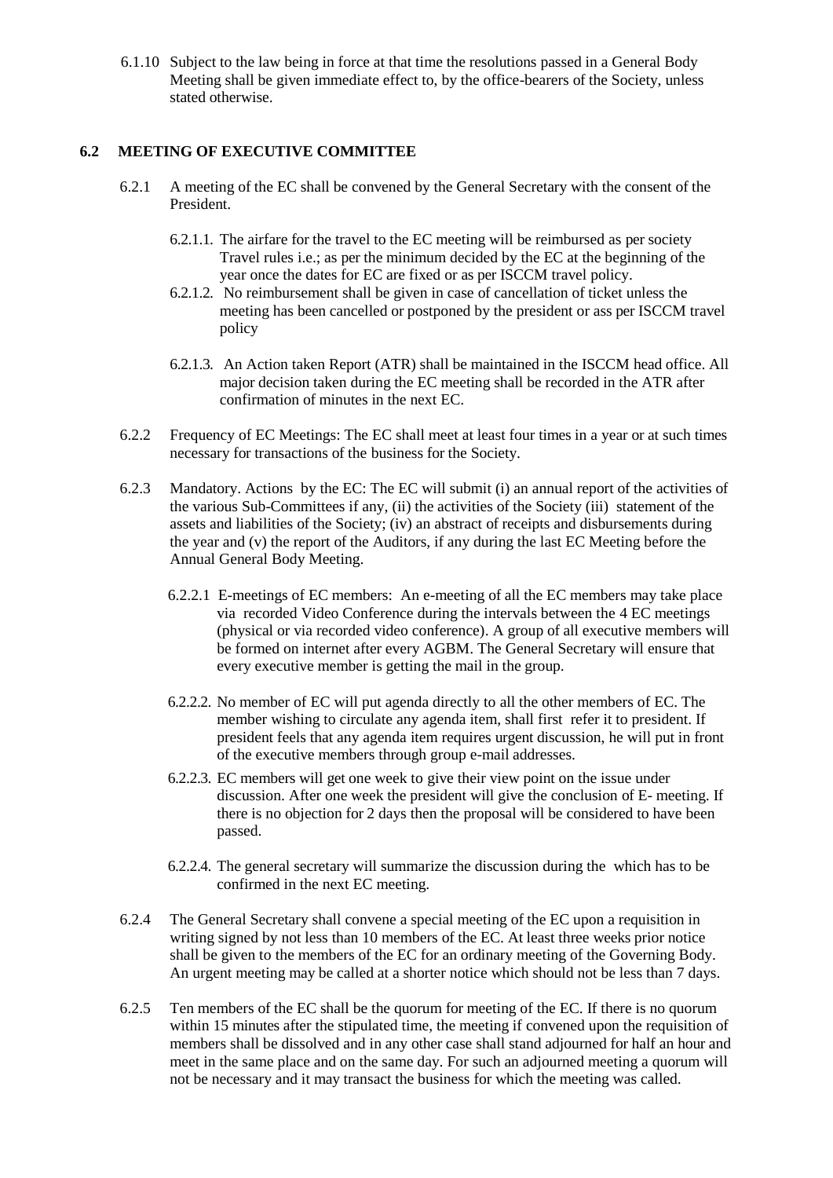6.1.10 Subject to the law being in force at that time the resolutions passed in a General Body Meeting shall be given immediate effect to, by the office-bearers of the Society, unless stated otherwise.

### 6.2 MEETING OF EXECUTIVE COMMITTEE

6.2.1 A meeting of the EC shall be convened by the General Secretary with the consent of the President.

6.2.1.1. The airfare for the travel to the EC meeting will be reimbursed as per society Travel rules i.e.; as per the minimum decided by the EC at the beginning of the year once the dates for EC are fixed or as per ISCCM travel policy.

6.2.1.2. No reimbursement shall be given in case of cancellation of ticket unless the meeting has been cancelled or postponed by the president or ass per ISCCM travel policy

6.2.1.3. An Action taken Report (ATR) shall be maintained in the ISCCM head office. All major decision taken during the EC meeting shall be recorded in the ATR after confirmation of minutes in the next EC.

6.2.2 Frequency of EC Meetings: The EC shall meet at least four times in a year or at such times necessary for transactions of the business for the Society.

6.2.3 Mandatory. Actions by the EC: The EC will submit (i) an annual report of the activities of the various Sub-Committees if any, (ii) the activities of the Society (iii) statement of the assets and liabilities of the Society; (iv) an abstract of receipts and disbursements during the year and (v) the report of the Auditors, if any during the last EC Meeting before the Annual General Body Meeting.

6.2.2.1 E-meetings of EC members: An e-meeting of all the EC members may take place via recorded Video Conference during the intervals between the 4 EC meetings (physical or via recorded video conference). A group of all executive members will be formed on internet after every AGBM. The General Secretary will ensure that every executive member is getting the mail in the group.

6.2.2.2. No member of EC will put agenda directly to all the other members of EC. The member wishing to circulate any agenda item, shall first refer it to president. If president feels that any agenda item requires urgent discussion, he will put in front of the executive members through group e-mail addresses.

6.2.2.3. EC members will get one week to give their view point on the issue under discussion. After one week the president will give the conclusion of E- meeting. If there is no objection for 2 days then the proposal will be considered to have been passed.

6.2.2.4. The general secretary will summarize the discussion during the which has to be confirmed in the next EC meeting.

6.2.4 The General Secretary shall convene a special meeting of the EC upon a requisition in writing signed by not less than 10 members of the EC. At least three weeks prior notice shall be given to the members of the EC for an ordinary meeting of the Governing Body. An urgent meeting may be called at a shorter notice which should not be less than 7 days.

6.2.5 Ten members of the EC shall be the quorum for meeting of the EC. If there is no quorum within 15 minutes after the stipulated time, the meeting if convened upon the requisition of members shall be dissolved and in any other case shall stand adjourned for half an hour and meet in the same place and on the same day. For such an adjourned meeting a quorum will not be necessary and it may transact the business for which the meeting was called.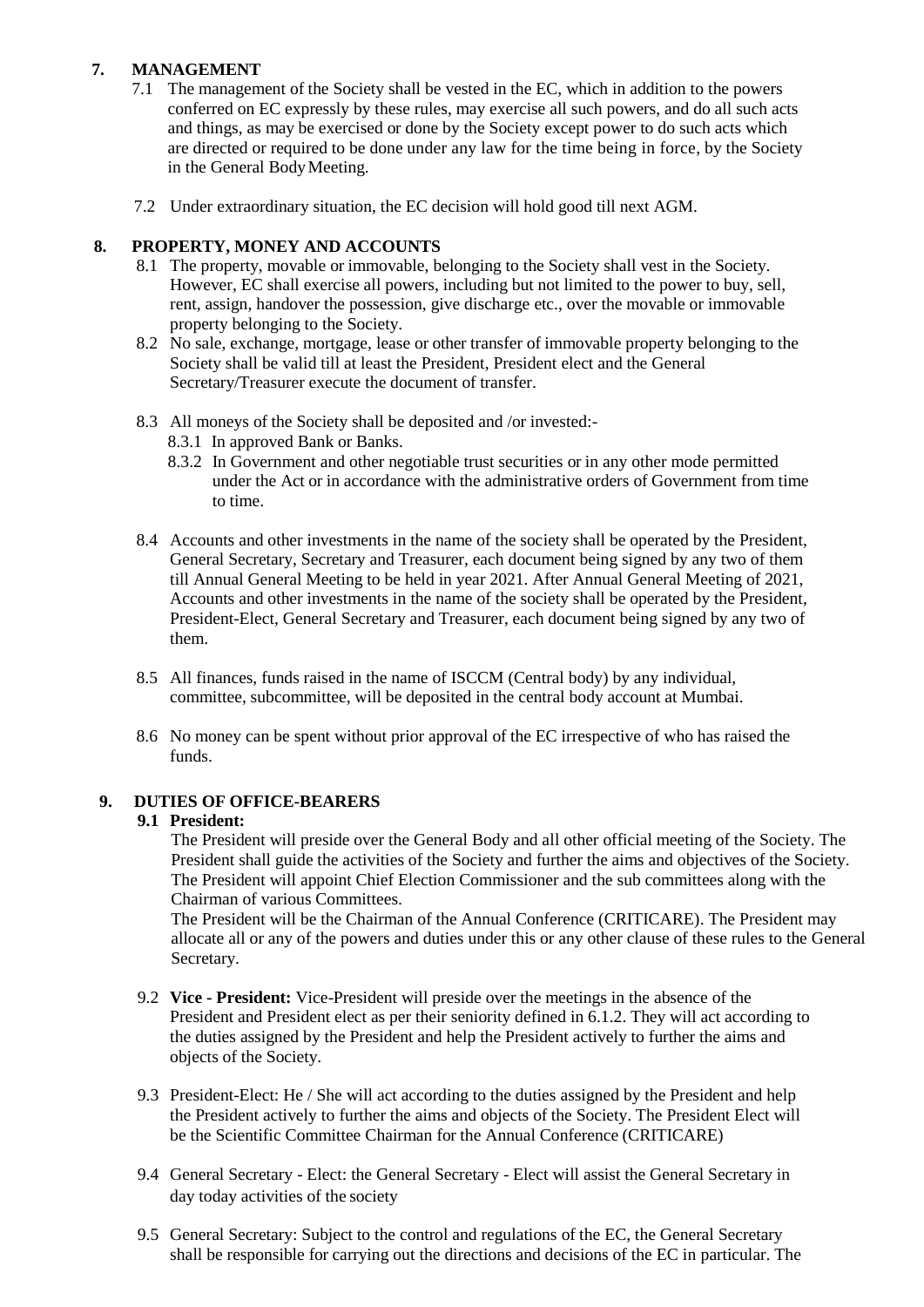## 7. MANAGEMENT

7.1 The management of the Society shall be vested in the EC, which in addition to the powers conferred on EC expressly by these rules, may exercise all such powers, and do all such acts and things, as may be exercised or done by the Society except power to do such acts which are directed or required to be done under any law for the time being in force, by the Society in the General Body Meeting.

7.2 Under extraordinary situation, the EC decision will hold good till next AGM.

## 8. PROPERTY, MONEY AND ACCOUNTS

8.1 The property, movable or immovable, belonging to the Society shall vest in the Society. However, EC shall exercise all powers, including but not limited to the power to buy, sell, rent, assign, handover the possession, give discharge etc., over the movable or immovable property belonging to the Society.

8.2 No sale, exchange, mortgage, lease or other transfer of immovable property belonging to the Society shall be valid till at least the President, President elect and the General Secretary/Treasurer execute the document of transfer.

8.3 All moneys of the Society shall be deposited and /or invested:-

8.3.1 In approved Bank or Banks.

8.3.2 In Government and other negotiable trust securities or in any other mode permitted under the Act or in accordance with the administrative orders of Government from time to time.

8.4 Accounts and other investments in the name of the society shall be operated by the President, General Secretary, Secretary and Treasurer, each document being signed by any two of them till Annual General Meeting to be held in year 2021. After Annual General Meeting of 2021, Accounts and other investments in the name of the society shall be operated by the President, President-Elect, General Secretary and Treasurer, each document being signed by any two of them.

8.5 All finances, funds raised in the name of ISCCM (Central body) by any individual, committee, subcommittee, will be deposited in the central body account at Mumbai.

8.6 No money can be spent without prior approval of the EC irrespective of who has raised the funds.

## 9. DUTIES OF OFFICE-BEARERS

### 9.1 President:

The President will preside over the General Body and all other official meeting of the Society. The President shall guide the activities of the Society and further the aims and objectives of the Society. The President will appoint Chief Election Commissioner and the sub committees along with the Chairman of various Committees.

The President will be the Chairman of the Annual Conference (CRITICARE). The President may allocate all or any of the powers and duties under this or any other clause of these rules to the General Secretary.

9.2 **Vice - President:** Vice-President will preside over the meetings in the absence of the President and President elect as per their seniority defined in 6.1.2. They will act according to the duties assigned by the President and help the President actively to further the aims and objects of the Society.

9.3 President-Elect: He / She will act according to the duties assigned by the President and help the President actively to further the aims and objects of the Society. The President Elect will be the Scientific Committee Chairman for the Annual Conference (CRITICARE)

9.4 General Secretary - Elect: the General Secretary - Elect will assist the General Secretary in day today activities of the society

9.5 General Secretary: Subject to the control and regulations of the EC, the General Secretary shall be responsible for carrying out the directions and decisions of the EC in particular. The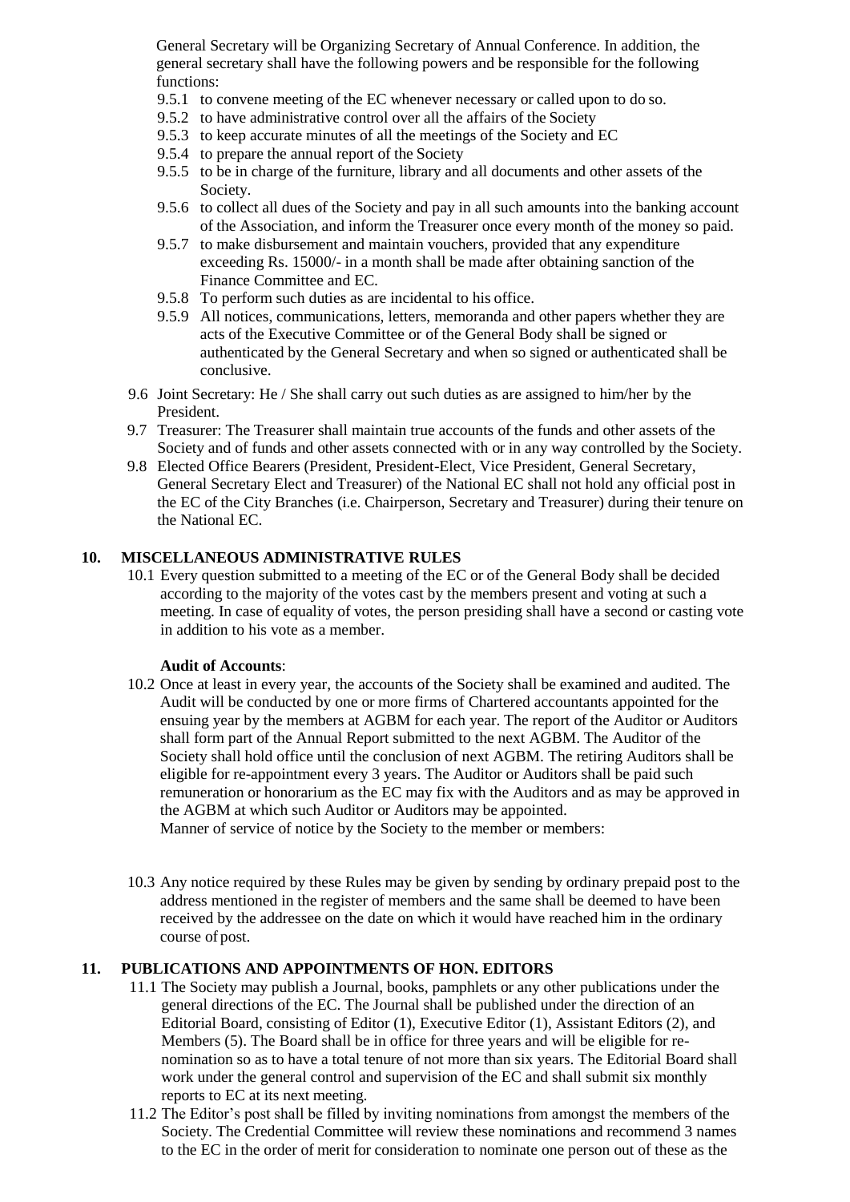General Secretary will be Organizing Secretary of Annual Conference. In addition, the general secretary shall have the following powers and be responsible for the following functions:

- 9.5.1 to convene meeting of the EC whenever necessary or called upon to do so.
- 9.5.2 to have administrative control over all the affairs of the Society
- 9.5.3 to keep accurate minutes of all the meetings of the Society and EC
- 9.5.4 to prepare the annual report of the Society
- 9.5.5 to be in charge of the furniture, library and all documents and other assets of the Society.
- 9.5.6 to collect all dues of the Society and pay in all such amounts into the banking account of the Association, and inform the Treasurer once every month of the money so paid.
- 9.5.7 to make disbursement and maintain vouchers, provided that any expenditure exceeding Rs. 15000/- in a month shall be made after obtaining sanction of the Finance Committee and EC.
- 9.5.8 To perform such duties as are incidental to his office.
- 9.5.9 All notices, communications, letters, memoranda and other papers whether they are acts of the Executive Committee or of the General Body shall be signed or authenticated by the General Secretary and when so signed or authenticated shall be conclusive.

9.6 Joint Secretary: He / She shall carry out such duties as are assigned to him/her by the President.

9.7 Treasurer: The Treasurer shall maintain true accounts of the funds and other assets of the Society and of funds and other assets connected with or in any way controlled by the Society.

9.8 Elected Office Bearers (President, President-Elect, Vice President, General Secretary, General Secretary Elect and Treasurer) of the National EC shall not hold any official post in the EC of the City Branches (i.e. Chairperson, Secretary and Treasurer) during their tenure on the National EC.

## 10. MISCELLANEOUS ADMINISTRATIVE RULES

10.1 Every question submitted to a meeting of the EC or of the General Body shall be decided according to the majority of the votes cast by the members present and voting at such a meeting. In case of equality of votes, the person presiding shall have a second or casting vote in addition to his vote as a member.

**Audit of Accounts**:

10.2 Once at least in every year, the accounts of the Society shall be examined and audited. The Audit will be conducted by one or more firms of Chartered accountants appointed for the ensuing year by the members at AGBM for each year. The report of the Auditor or Auditors shall form part of the Annual Report submitted to the next AGBM. The Auditor of the Society shall hold office until the conclusion of next AGBM. The retiring Auditors shall be eligible for re-appointment every 3 years. The Auditor or Auditors shall be paid such remuneration or honorarium as the EC may fix with the Auditors and as may be approved in the AGBM at which such Auditor or Auditors may be appointed.

Manner of service of notice by the Society to the member or members:

10.3 Any notice required by these Rules may be given by sending by ordinary prepaid post to the address mentioned in the register of members and the same shall be deemed to have been received by the addressee on the date on which it would have reached him in the ordinary course of post.

## 11. PUBLICATIONS AND APPOINTMENTS OF HON. EDITORS

11.1 The Society may publish a Journal, books, pamphlets or any other publications under the general directions of the EC. The Journal shall be published under the direction of an Editorial Board, consisting of Editor (1), Executive Editor (1), Assistant Editors (2), and Members (5). The Board shall be in office for three years and will be eligible for re-nomination so as to have a total tenure of not more than six years. The Editorial Board shall work under the general control and supervision of the EC and shall submit six monthly reports to EC at its next meeting.

11.2 The Editor's post shall be filled by inviting nominations from amongst the members of the Society. The Credential Committee will review these nominations and recommend 3 names to the EC in the order of merit for consideration to nominate one person out of these as the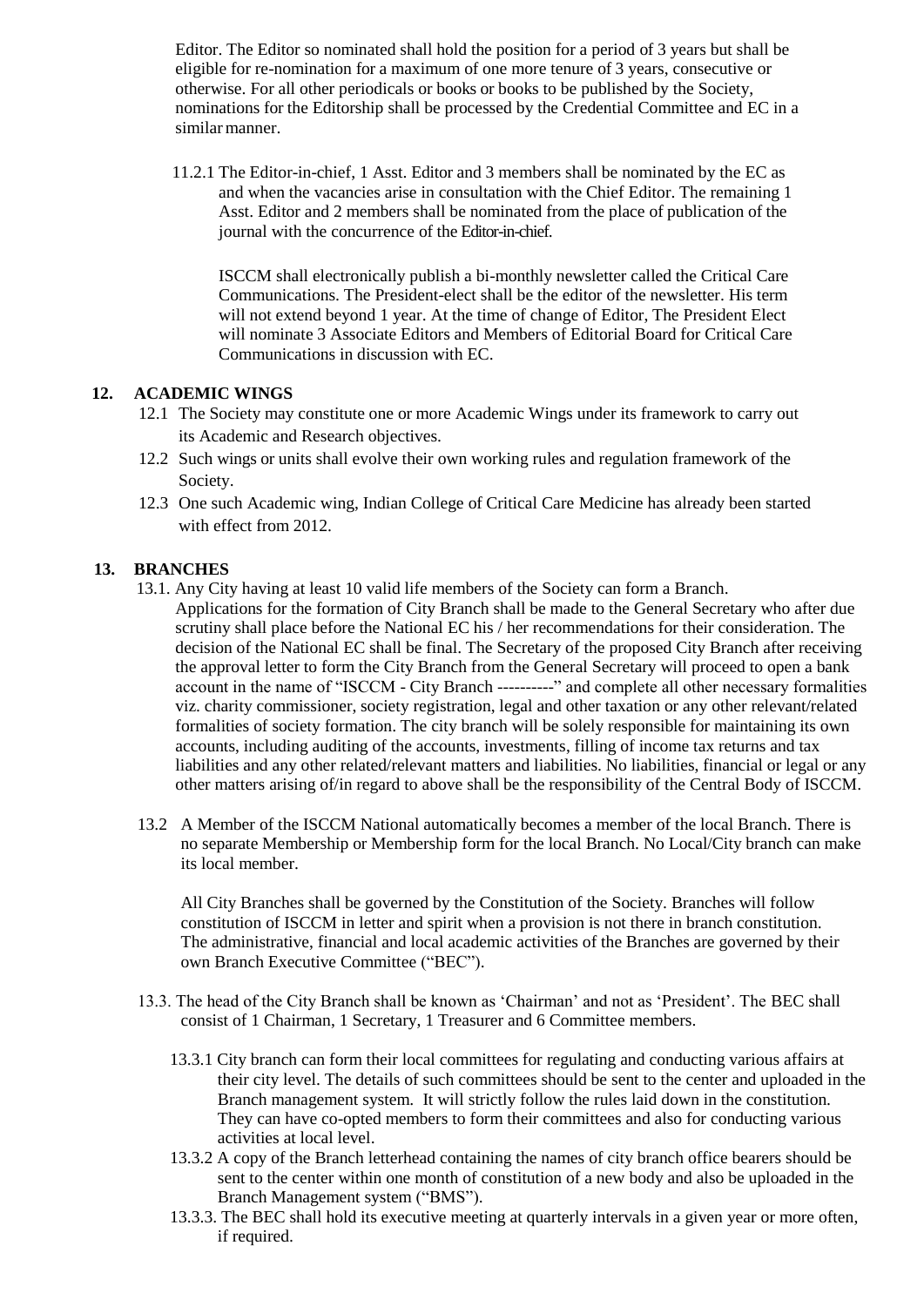Editor. The Editor so nominated shall hold the position for a period of 3 years but shall be eligible for re-nomination for a maximum of one more tenure of 3 years, consecutive or otherwise. For all other periodicals or books or books to be published by the Society, nominations for the Editorship shall be processed by the Credential Committee and EC in a similar manner.

11.2.1 The Editor-in-chief, 1 Asst. Editor and 3 members shall be nominated by the EC as and when the vacancies arise in consultation with the Chief Editor. The remaining 1 Asst. Editor and 2 members shall be nominated from the place of publication of the journal with the concurrence of the Editor-in-chief.

ISCCM shall electronically publish a bi-monthly newsletter called the Critical Care Communications. The President-elect shall be the editor of the newsletter. His term will not extend beyond 1 year. At the time of change of Editor, The President Elect will nominate 3 Associate Editors and Members of Editorial Board for Critical Care Communications in discussion with EC.

## 12. ACADEMIC WINGS

12.1 The Society may constitute one or more Academic Wings under its framework to carry out its Academic and Research objectives.

12.2 Such wings or units shall evolve their own working rules and regulation framework of the Society.

12.3 One such Academic wing, Indian College of Critical Care Medicine has already been started with effect from 2012.

## 13. BRANCHES

13.1. Any City having at least 10 valid life members of the Society can form a Branch. Applications for the formation of City Branch shall be made to the General Secretary who after due scrutiny shall place before the National EC his / her recommendations for their consideration. The decision of the National EC shall be final. The Secretary of the proposed City Branch after receiving the approval letter to form the City Branch from the General Secretary will proceed to open a bank account in the name of "ISCCM - City Branch ----------" and complete all other necessary formalities viz. charity commissioner, society registration, legal and other taxation or any other relevant/related formalities of society formation. The city branch will be solely responsible for maintaining its own accounts, including auditing of the accounts, investments, filling of income tax returns and tax liabilities and any other related/relevant matters and liabilities. No liabilities, financial or legal or any other matters arising of/in regard to above shall be the responsibility of the Central Body of ISCCM.

13.2 A Member of the ISCCM National automatically becomes a member of the local Branch. There is no separate Membership or Membership form for the local Branch. No Local/City branch can make its local member.

All City Branches shall be governed by the Constitution of the Society. Branches will follow constitution of ISCCM in letter and spirit when a provision is not there in branch constitution. The administrative, financial and local academic activities of the Branches are governed by their own Branch Executive Committee ("BEC").

13.3. The head of the City Branch shall be known as 'Chairman' and not as 'President'. The BEC shall consist of 1 Chairman, 1 Secretary, 1 Treasurer and 6 Committee members.

13.3.1 City branch can form their local committees for regulating and conducting various affairs at their city level. The details of such committees should be sent to the center and uploaded in the Branch management system. It will strictly follow the rules laid down in the constitution. They can have co-opted members to form their committees and also for conducting various activities at local level.

13.3.2 A copy of the Branch letterhead containing the names of city branch office bearers should be sent to the center within one month of constitution of a new body and also be uploaded in the Branch Management system ("BMS").

13.3.3. The BEC shall hold its executive meeting at quarterly intervals in a given year or more often, if required.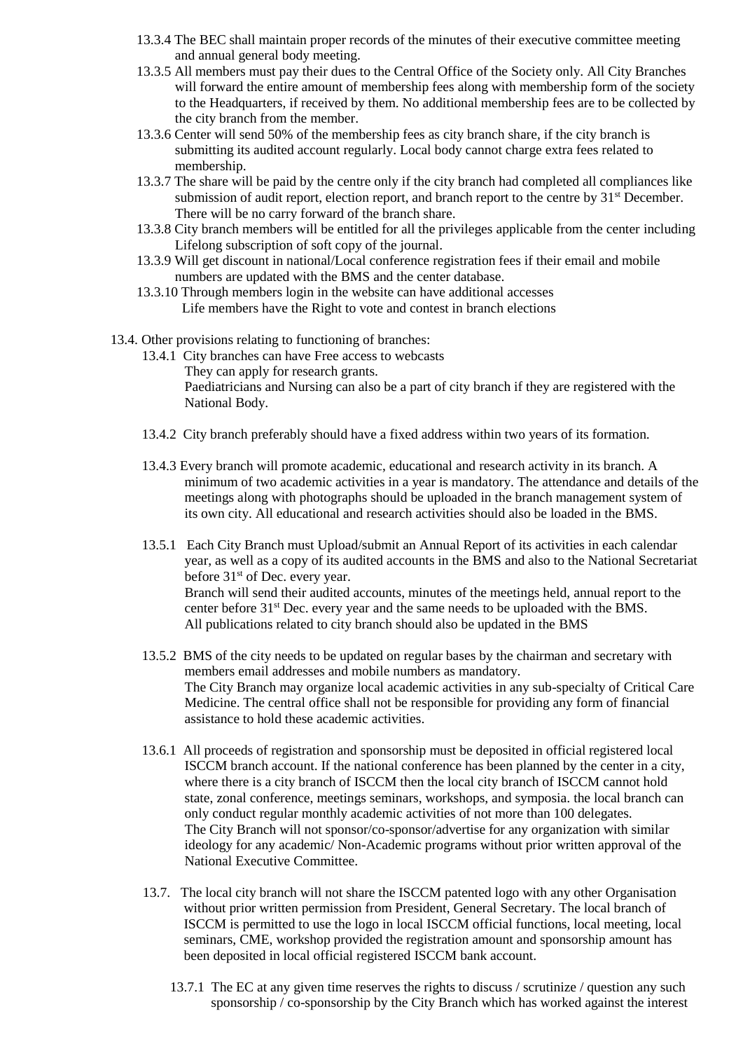13.3.4 The BEC shall maintain proper records of the minutes of their executive committee meeting and annual general body meeting.

13.3.5 All members must pay their dues to the Central Office of the Society only. All City Branches will forward the entire amount of membership fees along with membership form of the society to the Headquarters, if received by them. No additional membership fees are to be collected by the city branch from the member.

13.3.6 Center will send 50% of the membership fees as city branch share, if the city branch is submitting its audited account regularly. Local body cannot charge extra fees related to membership.

13.3.7 The share will be paid by the centre only if the city branch had completed all compliances like submission of audit report, election report, and branch report to the centre by 31st December. There will be no carry forward of the branch share.

13.3.8 City branch members will be entitled for all the privileges applicable from the center including Lifelong subscription of soft copy of the journal.

13.3.9 Will get discount in national/Local conference registration fees if their email and mobile numbers are updated with the BMS and the center database.

13.3.10 Through members login in the website can have additional accesses
Life members have the Right to vote and contest in branch elections

13.4. Other provisions relating to functioning of branches:

13.4.1 City branches can have Free access to webcasts
They can apply for research grants.
Paediatricians and Nursing can also be a part of city branch if they are registered with the National Body.

13.4.2 City branch preferably should have a fixed address within two years of its formation.

13.4.3 Every branch will promote academic, educational and research activity in its branch. A minimum of two academic activities in a year is mandatory. The attendance and details of the meetings along with photographs should be uploaded in the branch management system of its own city. All educational and research activities should also be loaded in the BMS.

13.5.1 Each City Branch must Upload/submit an Annual Report of its activities in each calendar year, as well as a copy of its audited accounts in the BMS and also to the National Secretariat before 31st of Dec. every year.
Branch will send their audited accounts, minutes of the meetings held, annual report to the center before 31st Dec. every year and the same needs to be uploaded with the BMS.
All publications related to city branch should also be updated in the BMS

13.5.2 BMS of the city needs to be updated on regular bases by the chairman and secretary with members email addresses and mobile numbers as mandatory.
The City Branch may organize local academic activities in any sub-specialty of Critical Care Medicine. The central office shall not be responsible for providing any form of financial assistance to hold these academic activities.

13.6.1 All proceeds of registration and sponsorship must be deposited in official registered local ISCCM branch account. If the national conference has been planned by the center in a city, where there is a city branch of ISCCM then the local city branch of ISCCM cannot hold state, zonal conference, meetings seminars, workshops, and symposia. the local branch can only conduct regular monthly academic activities of not more than 100 delegates.
The City Branch will not sponsor/co-sponsor/advertise for any organization with similar ideology for any academic/ Non-Academic programs without prior written approval of the National Executive Committee.

13.7. The local city branch will not share the ISCCM patented logo with any other Organisation without prior written permission from President, General Secretary. The local branch of ISCCM is permitted to use the logo in local ISCCM official functions, local meeting, local seminars, CME, workshop provided the registration amount and sponsorship amount has been deposited in local official registered ISCCM bank account.

13.7.1 The EC at any given time reserves the rights to discuss / scrutinize / question any such sponsorship / co-sponsorship by the City Branch which has worked against the interest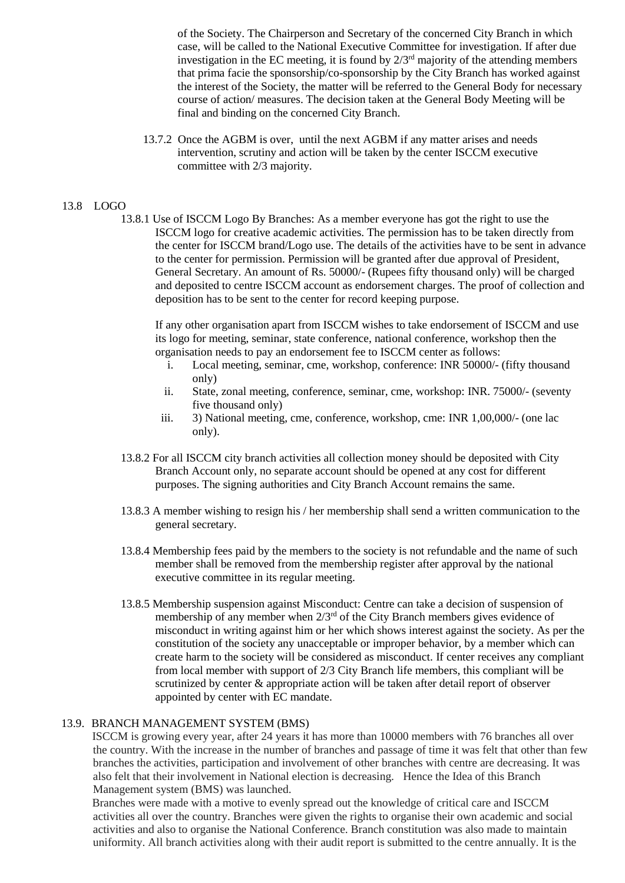of the Society. The Chairperson and Secretary of the concerned City Branch in which case, will be called to the National Executive Committee for investigation. If after due investigation in the EC meeting, it is found by 2/3rd majority of the attending members that prima facie the sponsorship/co-sponsorship by the City Branch has worked against the interest of the Society, the matter will be referred to the General Body for necessary course of action/ measures. The decision taken at the General Body Meeting will be final and binding on the concerned City Branch.

13.7.2 Once the AGBM is over, until the next AGBM if any matter arises and needs intervention, scrutiny and action will be taken by the center ISCCM executive committee with 2/3 majority.

## 13.8 LOGO

13.8.1 Use of ISCCM Logo By Branches: As a member everyone has got the right to use the ISCCM logo for creative academic activities. The permission has to be taken directly from the center for ISCCM brand/Logo use. The details of the activities have to be sent in advance to the center for permission. Permission will be granted after due approval of President, General Secretary. An amount of Rs. 50000/- (Rupees fifty thousand only) will be charged and deposited to centre ISCCM account as endorsement charges. The proof of collection and deposition has to be sent to the center for record keeping purpose.

If any other organisation apart from ISCCM wishes to take endorsement of ISCCM and use its logo for meeting, seminar, state conference, national conference, workshop then the organisation needs to pay an endorsement fee to ISCCM center as follows:

i. Local meeting, seminar, cme, workshop, conference: INR 50000/- (fifty thousand only)
ii. State, zonal meeting, conference, seminar, cme, workshop: INR. 75000/- (seventy five thousand only)
iii. 3) National meeting, cme, conference, workshop, cme: INR 1,00,000/- (one lac only).

13.8.2 For all ISCCM city branch activities all collection money should be deposited with City Branch Account only, no separate account should be opened at any cost for different purposes. The signing authorities and City Branch Account remains the same.

13.8.3 A member wishing to resign his / her membership shall send a written communication to the general secretary.

13.8.4 Membership fees paid by the members to the society is not refundable and the name of such member shall be removed from the membership register after approval by the national executive committee in its regular meeting.

13.8.5 Membership suspension against Misconduct: Centre can take a decision of suspension of membership of any member when 2/3rd of the City Branch members gives evidence of misconduct in writing against him or her which shows interest against the society. As per the constitution of the society any unacceptable or improper behavior, by a member which can create harm to the society will be considered as misconduct. If center receives any compliant from local member with support of 2/3 City Branch life members, this compliant will be scrutinized by center & appropriate action will be taken after detail report of observer appointed by center with EC mandate.

## 13.9. BRANCH MANAGEMENT SYSTEM (BMS)

ISCCM is growing every year, after 24 years it has more than 10000 members with 76 branches all over the country. With the increase in the number of branches and passage of time it was felt that other than few branches the activities, participation and involvement of other branches with centre are decreasing. It was also felt that their involvement in National election is decreasing. Hence the Idea of this Branch Management system (BMS) was launched.

Branches were made with a motive to evenly spread out the knowledge of critical care and ISCCM activities all over the country. Branches were given the rights to organise their own academic and social activities and also to organise the National Conference. Branch constitution was also made to maintain uniformity. All branch activities along with their audit report is submitted to the centre annually. It is the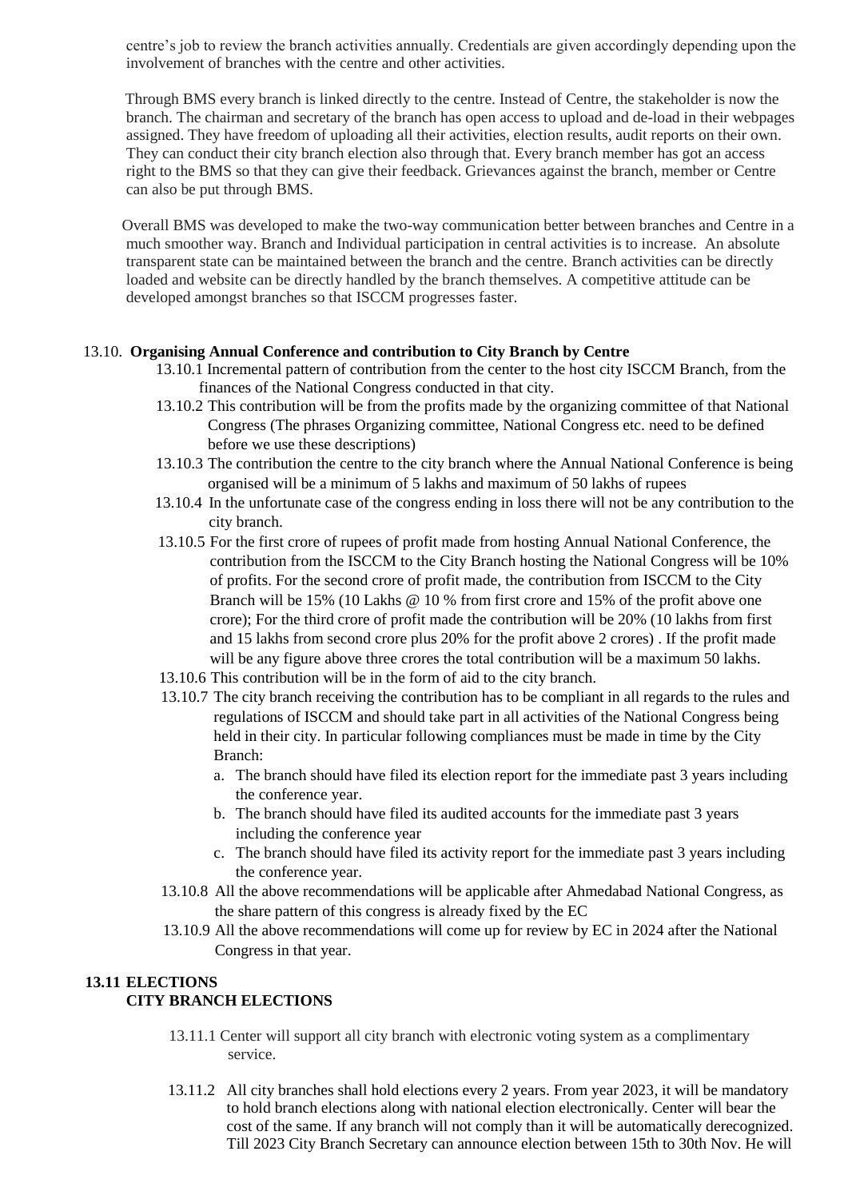centre's job to review the branch activities annually. Credentials are given accordingly depending upon the involvement of branches with the centre and other activities.

Through BMS every branch is linked directly to the centre. Instead of Centre, the stakeholder is now the branch. The chairman and secretary of the branch has open access to upload and de-load in their webpages assigned. They have freedom of uploading all their activities, election results, audit reports on their own. They can conduct their city branch election also through that. Every branch member has got an access right to the BMS so that they can give their feedback. Grievances against the branch, member or Centre can also be put through BMS.

Overall BMS was developed to make the two-way communication better between branches and Centre in a much smoother way. Branch and Individual participation in central activities is to increase. An absolute transparent state can be maintained between the branch and the centre. Branch activities can be directly loaded and website can be directly handled by the branch themselves. A competitive attitude can be developed amongst branches so that ISCCM progresses faster.

13.10. **Organising Annual Conference and contribution to City Branch by Centre**

13.10.1 Incremental pattern of contribution from the center to the host city ISCCM Branch, from the finances of the National Congress conducted in that city.

13.10.2 This contribution will be from the profits made by the organizing committee of that National Congress (The phrases Organizing committee, National Congress etc. need to be defined before we use these descriptions)

13.10.3 The contribution the centre to the city branch where the Annual National Conference is being organised will be a minimum of 5 lakhs and maximum of 50 lakhs of rupees

13.10.4 In the unfortunate case of the congress ending in loss there will not be any contribution to the city branch.

13.10.5 For the first crore of rupees of profit made from hosting Annual National Conference, the contribution from the ISCCM to the City Branch hosting the National Congress will be 10% of profits. For the second crore of profit made, the contribution from ISCCM to the City Branch will be 15% (10 Lakhs @ 10 % from first crore and 15% of the profit above one crore); For the third crore of profit made the contribution will be 20% (10 lakhs from first and 15 lakhs from second crore plus 20% for the profit above 2 crores) . If the profit made will be any figure above three crores the total contribution will be a maximum 50 lakhs.

13.10.6 This contribution will be in the form of aid to the city branch.

13.10.7 The city branch receiving the contribution has to be compliant in all regards to the rules and regulations of ISCCM and should take part in all activities of the National Congress being held in their city. In particular following compliances must be made in time by the City Branch:

a. The branch should have filed its election report for the immediate past 3 years including the conference year.
b. The branch should have filed its audited accounts for the immediate past 3 years including the conference year
c. The branch should have filed its activity report for the immediate past 3 years including the conference year.

13.10.8 All the above recommendations will be applicable after Ahmedabad National Congress, as the share pattern of this congress is already fixed by the EC

13.10.9 All the above recommendations will come up for review by EC in 2024 after the National Congress in that year.

**13.11 ELECTIONS**
**CITY BRANCH ELECTIONS**

13.11.1 Center will support all city branch with electronic voting system as a complimentary service.

13.11.2 All city branches shall hold elections every 2 years. From year 2023, it will be mandatory to hold branch elections along with national election electronically. Center will bear the cost of the same. If any branch will not comply than it will be automatically derecognized. Till 2023 City Branch Secretary can announce election between 15th to 30th Nov. He will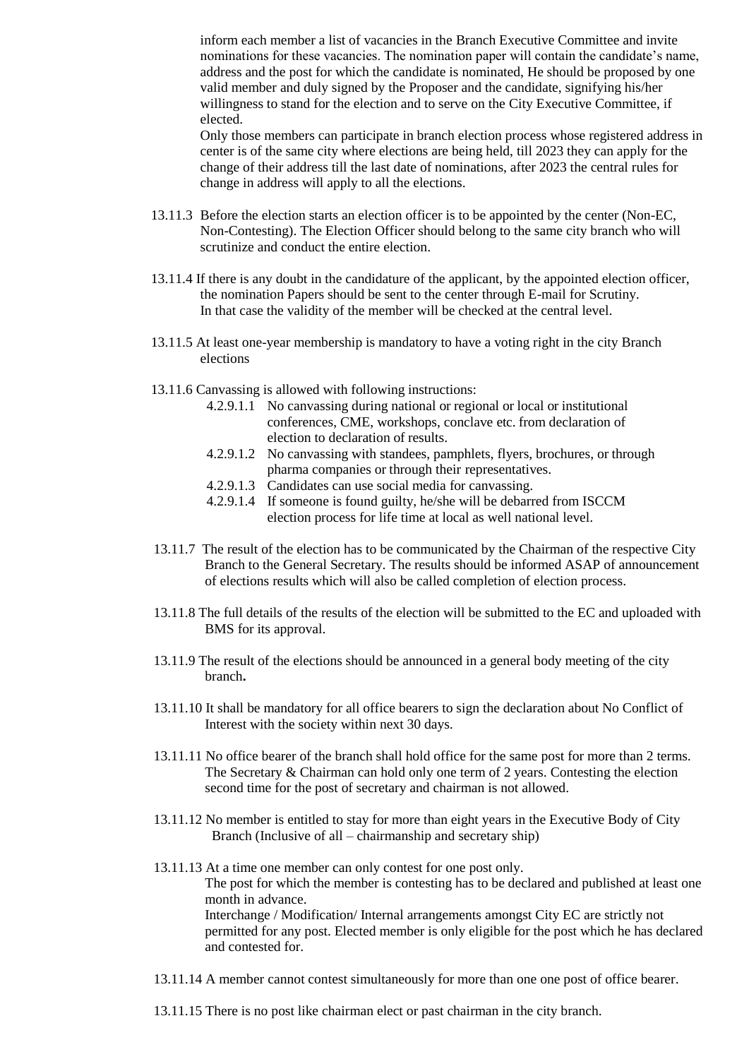inform each member a list of vacancies in the Branch Executive Committee and invite nominations for these vacancies. The nomination paper will contain the candidate's name, address and the post for which the candidate is nominated, He should be proposed by one valid member and duly signed by the Proposer and the candidate, signifying his/her willingness to stand for the election and to serve on the City Executive Committee, if elected.

Only those members can participate in branch election process whose registered address in center is of the same city where elections are being held, till 2023 they can apply for the change of their address till the last date of nominations, after 2023 the central rules for change in address will apply to all the elections.

13.11.3 Before the election starts an election officer is to be appointed by the center (Non-EC, Non-Contesting). The Election Officer should belong to the same city branch who will scrutinize and conduct the entire election.

13.11.4 If there is any doubt in the candidature of the applicant, by the appointed election officer, the nomination Papers should be sent to the center through E-mail for Scrutiny. In that case the validity of the member will be checked at the central level.

13.11.5 At least one-year membership is mandatory to have a voting right in the city Branch elections

13.11.6 Canvassing is allowed with following instructions:

- 4.2.9.1.1 No canvassing during national or regional or local or institutional conferences, CME, workshops, conclave etc. from declaration of election to declaration of results.
- 4.2.9.1.2 No canvassing with standees, pamphlets, flyers, brochures, or through pharma companies or through their representatives.
- 4.2.9.1.3 Candidates can use social media for canvassing.
- 4.2.9.1.4 If someone is found guilty, he/she will be debarred from ISCCM election process for life time at local as well national level.

13.11.7 The result of the election has to be communicated by the Chairman of the respective City Branch to the General Secretary. The results should be informed ASAP of announcement of elections results which will also be called completion of election process.

13.11.8 The full details of the results of the election will be submitted to the EC and uploaded with BMS for its approval.

13.11.9 The result of the elections should be announced in a general body meeting of the city branch**.**

13.11.10 It shall be mandatory for all office bearers to sign the declaration about No Conflict of Interest with the society within next 30 days.

13.11.11 No office bearer of the branch shall hold office for the same post for more than 2 terms. The Secretary & Chairman can hold only one term of 2 years. Contesting the election second time for the post of secretary and chairman is not allowed.

13.11.12 No member is entitled to stay for more than eight years in the Executive Body of City Branch (Inclusive of all – chairmanship and secretary ship)

13.11.13 At a time one member can only contest for one post only.
The post for which the member is contesting has to be declared and published at least one month in advance.
Interchange / Modification/ Internal arrangements amongst City EC are strictly not permitted for any post. Elected member is only eligible for the post which he has declared and contested for.

13.11.14 A member cannot contest simultaneously for more than one one post of office bearer.

13.11.15 There is no post like chairman elect or past chairman in the city branch.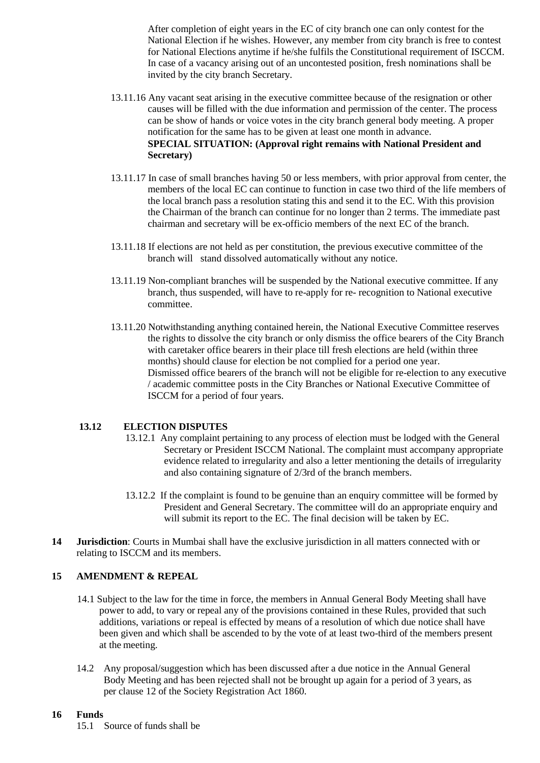After completion of eight years in the EC of city branch one can only contest for the National Election if he wishes. However, any member from city branch is free to contest for National Elections anytime if he/she fulfils the Constitutional requirement of ISCCM. In case of a vacancy arising out of an uncontested position, fresh nominations shall be invited by the city branch Secretary.

13.11.16 Any vacant seat arising in the executive committee because of the resignation or other causes will be filled with the due information and permission of the center. The process can be show of hands or voice votes in the city branch general body meeting. A proper notification for the same has to be given at least one month in advance.
**SPECIAL SITUATION: (Approval right remains with National President and Secretary)**

13.11.17 In case of small branches having 50 or less members, with prior approval from center, the members of the local EC can continue to function in case two third of the life members of the local branch pass a resolution stating this and send it to the EC. With this provision the Chairman of the branch can continue for no longer than 2 terms. The immediate past chairman and secretary will be ex-officio members of the next EC of the branch.

13.11.18 If elections are not held as per constitution, the previous executive committee of the branch will stand dissolved automatically without any notice.

13.11.19 Non-compliant branches will be suspended by the National executive committee. If any branch, thus suspended, will have to re-apply for re- recognition to National executive committee.

13.11.20 Notwithstanding anything contained herein, the National Executive Committee reserves the rights to dissolve the city branch or only dismiss the office bearers of the City Branch with caretaker office bearers in their place till fresh elections are held (within three months) should clause for election be not complied for a period one year.
Dismissed office bearers of the branch will not be eligible for re-election to any executive / academic committee posts in the City Branches or National Executive Committee of ISCCM for a period of four years.

### 13.12 ELECTION DISPUTES

13.12.1 Any complaint pertaining to any process of election must be lodged with the General Secretary or President ISCCM National. The complaint must accompany appropriate evidence related to irregularity and also a letter mentioning the details of irregularity and also containing signature of 2/3rd of the branch members.

13.12.2 If the complaint is found to be genuine than an enquiry committee will be formed by President and General Secretary. The committee will do an appropriate enquiry and will submit its report to the EC. The final decision will be taken by EC.

**14 Jurisdiction**: Courts in Mumbai shall have the exclusive jurisdiction in all matters connected with or relating to ISCCM and its members.

## 15 AMENDMENT & REPEAL

14.1 Subject to the law for the time in force, the members in Annual General Body Meeting shall have power to add, to vary or repeal any of the provisions contained in these Rules, provided that such additions, variations or repeal is effected by means of a resolution of which due notice shall have been given and which shall be ascended to by the vote of at least two-third of the members present at the meeting.

14.2 Any proposal/suggestion which has been discussed after a due notice in the Annual General Body Meeting and has been rejected shall not be brought up again for a period of 3 years, as per clause 12 of the Society Registration Act 1860.

## 16 Funds

15.1 Source of funds shall be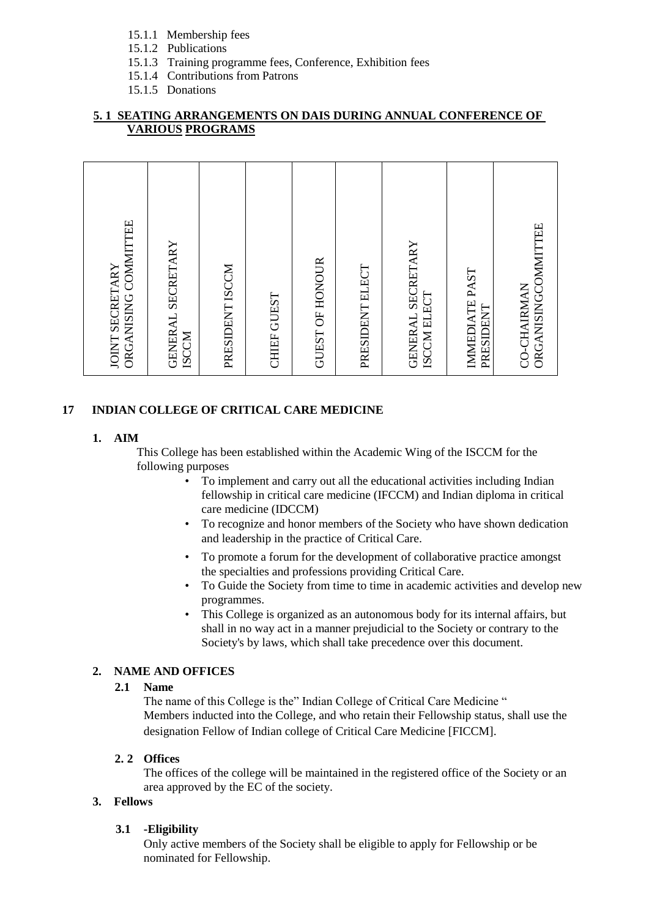15.1.1 Membership fees
15.1.2 Publications
15.1.3 Training programme fees, Conference, Exhibition fees
15.1.4 Contributions from Patrons
15.1.5 Donations

**5. 1 SEATING ARRANGEMENTS ON DAIS DURING ANNUAL CONFERENCE OF VARIOUS PROGRAMS**

| JOINT SECRETARY ORGANISING COMMITTEE | GENERAL SECRETARY ISCCM | PRESIDENT ISCCM | CHIEF GUEST | GUEST OF HONOUR | PRESIDENT ELECT | GENERAL SECRETARY ISCCM ELECT | IMMEDIATE PAST PRESIDENT | CO-CHAIRMAN ORGANISINGCOMMITTEE |
|---|---|---|---|---|---|---|---|---|

## 17 INDIAN COLLEGE OF CRITICAL CARE MEDICINE

### 1. AIM

This College has been established within the Academic Wing of the ISCCM for the following purposes

- To implement and carry out all the educational activities including Indian fellowship in critical care medicine (IFCCM) and Indian diploma in critical care medicine (IDCCM)
- To recognize and honor members of the Society who have shown dedication and leadership in the practice of Critical Care.
- To promote a forum for the development of collaborative practice amongst the specialties and professions providing Critical Care.
- To Guide the Society from time to time in academic activities and develop new programmes.
- This College is organized as an autonomous body for its internal affairs, but shall in no way act in a manner prejudicial to the Society or contrary to the Society's by laws, which shall take precedence over this document.

### 2. NAME AND OFFICES

#### 2.1 Name

The name of this College is the" Indian College of Critical Care Medicine "
Members inducted into the College, and who retain their Fellowship status, shall use the designation Fellow of Indian college of Critical Care Medicine [FICCM].

#### 2. 2 Offices

The offices of the college will be maintained in the registered office of the Society or an area approved by the EC of the society.

### 3. Fellows

#### 3.1 -Eligibility

Only active members of the Society shall be eligible to apply for Fellowship or be nominated for Fellowship.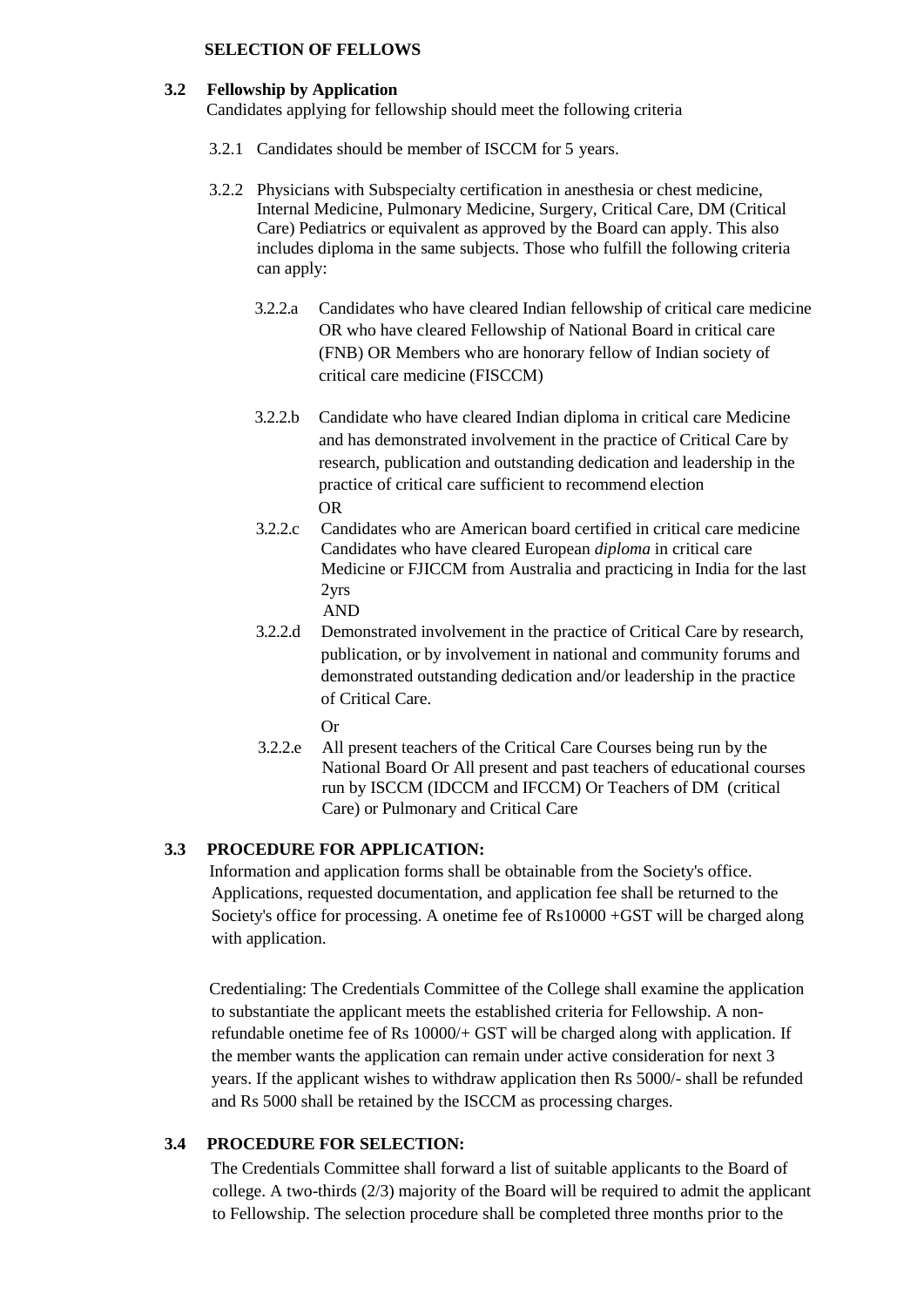## SELECTION OF FELLOWS

### 3.2 Fellowship by Application

Candidates applying for fellowship should meet the following criteria

3.2.1 Candidates should be member of ISCCM for 5 years.

3.2.2 Physicians with Subspecialty certification in anesthesia or chest medicine, Internal Medicine, Pulmonary Medicine, Surgery, Critical Care, DM (Critical Care) Pediatrics or equivalent as approved by the Board can apply. This also includes diploma in the same subjects. Those who fulfill the following criteria can apply:

3.2.2.a Candidates who have cleared Indian fellowship of critical care medicine OR who have cleared Fellowship of National Board in critical care (FNB) OR Members who are honorary fellow of Indian society of critical care medicine (FISCCM)

3.2.2.b Candidate who have cleared Indian diploma in critical care Medicine and has demonstrated involvement in the practice of Critical Care by research, publication and outstanding dedication and leadership in the practice of critical care sufficient to recommend election

OR

3.2.2.c Candidates who are American board certified in critical care medicine Candidates who have cleared European *diploma* in critical care Medicine or FJICCM from Australia and practicing in India for the last 2yrs

AND

3.2.2.d Demonstrated involvement in the practice of Critical Care by research, publication, or by involvement in national and community forums and demonstrated outstanding dedication and/or leadership in the practice of Critical Care.

Or

3.2.2.e All present teachers of the Critical Care Courses being run by the National Board Or All present and past teachers of educational courses run by ISCCM (IDCCM and IFCCM) Or Teachers of DM (critical Care) or Pulmonary and Critical Care

### 3.3 PROCEDURE FOR APPLICATION:

Information and application forms shall be obtainable from the Society's office. Applications, requested documentation, and application fee shall be returned to the Society's office for processing. A onetime fee of Rs10000 +GST will be charged along with application.

Credentialing: The Credentials Committee of the College shall examine the application to substantiate the applicant meets the established criteria for Fellowship. A non-refundable onetime fee of Rs 10000/+ GST will be charged along with application. If the member wants the application can remain under active consideration for next 3 years. If the applicant wishes to withdraw application then Rs 5000/- shall be refunded and Rs 5000 shall be retained by the ISCCM as processing charges.

### 3.4 PROCEDURE FOR SELECTION:

The Credentials Committee shall forward a list of suitable applicants to the Board of college. A two-thirds (2/3) majority of the Board will be required to admit the applicant to Fellowship. The selection procedure shall be completed three months prior to the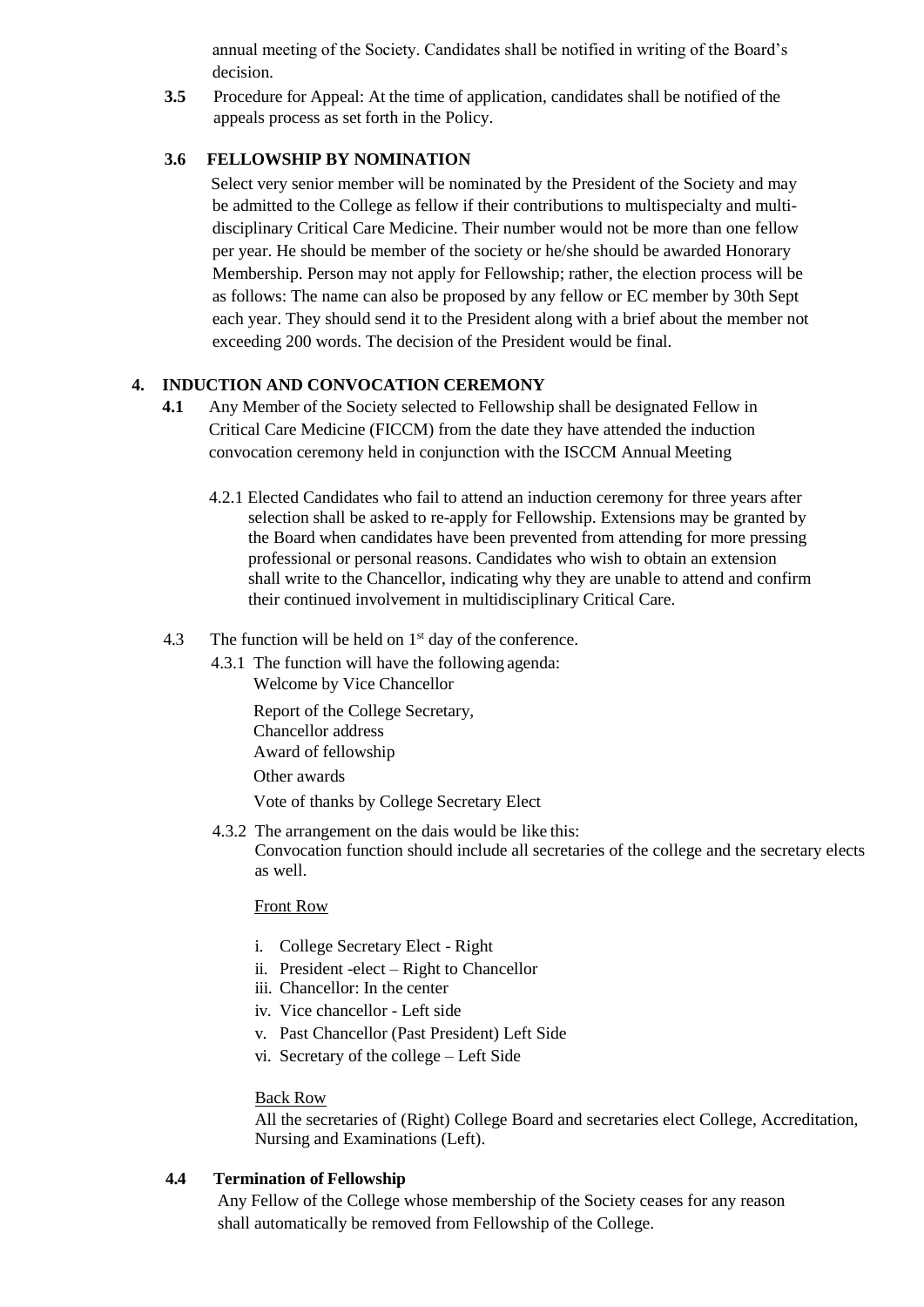annual meeting of the Society. Candidates shall be notified in writing of the Board's decision.

**3.5** Procedure for Appeal: At the time of application, candidates shall be notified of the appeals process as set forth in the Policy.

**3.6 FELLOWSHIP BY NOMINATION**

Select very senior member will be nominated by the President of the Society and may be admitted to the College as fellow if their contributions to multispecialty and multi-disciplinary Critical Care Medicine. Their number would not be more than one fellow per year. He should be member of the society or he/she should be awarded Honorary Membership. Person may not apply for Fellowship; rather, the election process will be as follows: The name can also be proposed by any fellow or EC member by 30th Sept each year. They should send it to the President along with a brief about the member not exceeding 200 words. The decision of the President would be final.

## 4. INDUCTION AND CONVOCATION CEREMONY

**4.1** Any Member of the Society selected to Fellowship shall be designated Fellow in Critical Care Medicine (FICCM) from the date they have attended the induction convocation ceremony held in conjunction with the ISCCM Annual Meeting

4.2.1 Elected Candidates who fail to attend an induction ceremony for three years after selection shall be asked to re-apply for Fellowship. Extensions may be granted by the Board when candidates have been prevented from attending for more pressing professional or personal reasons. Candidates who wish to obtain an extension shall write to the Chancellor, indicating why they are unable to attend and confirm their continued involvement in multidisciplinary Critical Care.

4.3 The function will be held on 1st day of the conference.

4.3.1 The function will have the following agenda:

Welcome by Vice Chancellor

Report of the College Secretary,

Chancellor address

Award of fellowship

Other awards

Vote of thanks by College Secretary Elect

4.3.2 The arrangement on the dais would be like this:

Convocation function should include all secretaries of the college and the secretary elects as well.

Front Row

i. College Secretary Elect - Right
ii. President -elect – Right to Chancellor
iii. Chancellor: In the center
iv. Vice chancellor - Left side
v. Past Chancellor (Past President) Left Side
vi. Secretary of the college – Left Side

Back Row

All the secretaries of (Right) College Board and secretaries elect College, Accreditation, Nursing and Examinations (Left).

**4.4 Termination of Fellowship**

Any Fellow of the College whose membership of the Society ceases for any reason shall automatically be removed from Fellowship of the College.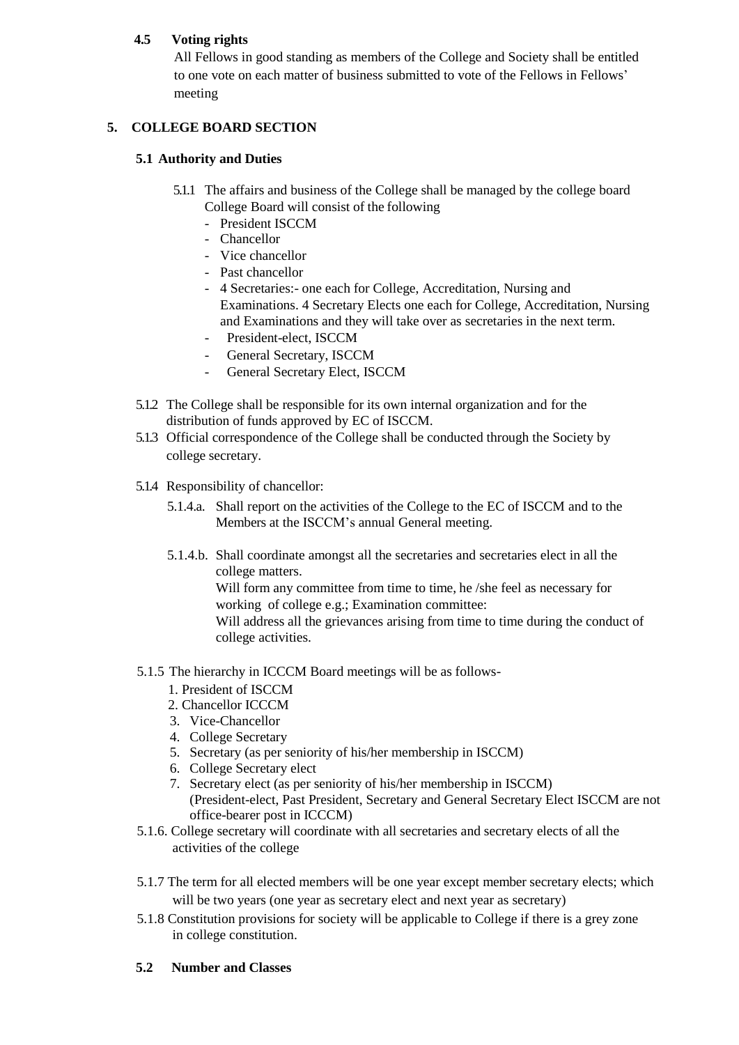**4.5 Voting rights**

All Fellows in good standing as members of the College and Society shall be entitled to one vote on each matter of business submitted to vote of the Fellows in Fellows' meeting

## 5. COLLEGE BOARD SECTION

### 5.1 Authority and Duties

5.1.1 The affairs and business of the College shall be managed by the college board College Board will consist of the following

- President ISCCM
- Chancellor
- Vice chancellor
- Past chancellor
- 4 Secretaries:- one each for College, Accreditation, Nursing and Examinations. 4 Secretary Elects one each for College, Accreditation, Nursing and Examinations and they will take over as secretaries in the next term.
- President-elect, ISCCM
- General Secretary, ISCCM
- General Secretary Elect, ISCCM

5.1.2 The College shall be responsible for its own internal organization and for the distribution of funds approved by EC of ISCCM.

5.1.3 Official correspondence of the College shall be conducted through the Society by college secretary.

5.1.4 Responsibility of chancellor:

5.1.4.a. Shall report on the activities of the College to the EC of ISCCM and to the Members at the ISCCM's annual General meeting.

5.1.4.b. Shall coordinate amongst all the secretaries and secretaries elect in all the college matters.
Will form any committee from time to time, he /she feel as necessary for working of college e.g.; Examination committee:
Will address all the grievances arising from time to time during the conduct of college activities.

5.1.5 The hierarchy in ICCCM Board meetings will be as follows-

1. President of ISCCM
2. Chancellor ICCCM
3. Vice-Chancellor
4. College Secretary
5. Secretary (as per seniority of his/her membership in ISCCM)
6. College Secretary elect
7. Secretary elect (as per seniority of his/her membership in ISCCM)
(President-elect, Past President, Secretary and General Secretary Elect ISCCM are not office-bearer post in ICCCM)

5.1.6. College secretary will coordinate with all secretaries and secretary elects of all the activities of the college

5.1.7 The term for all elected members will be one year except member secretary elects; which will be two years (one year as secretary elect and next year as secretary)

5.1.8 Constitution provisions for society will be applicable to College if there is a grey zone in college constitution.

### 5.2 Number and Classes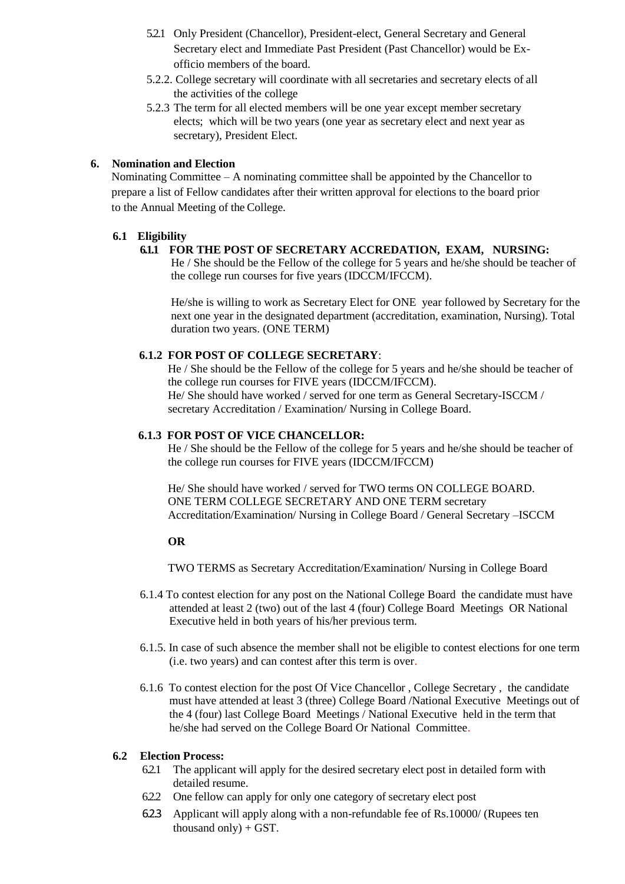5.2.1 Only President (Chancellor), President-elect, General Secretary and General Secretary elect and Immediate Past President (Past Chancellor) would be Ex-officio members of the board.

5.2.2. College secretary will coordinate with all secretaries and secretary elects of all the activities of the college

5.2.3 The term for all elected members will be one year except member secretary elects; which will be two years (one year as secretary elect and next year as secretary), President Elect.

## 6. Nomination and Election

Nominating Committee – A nominating committee shall be appointed by the Chancellor to prepare a list of Fellow candidates after their written approval for elections to the board prior to the Annual Meeting of the College.

### 6.1 Eligibility

#### 6.1.1 FOR THE POST OF SECRETARY ACCREDATION, EXAM, NURSING:

He / She should be the Fellow of the college for 5 years and he/she should be teacher of the college run courses for five years (IDCCM/IFCCM).

He/she is willing to work as Secretary Elect for ONE year followed by Secretary for the next one year in the designated department (accreditation, examination, Nursing). Total duration two years. (ONE TERM)

#### 6.1.2 FOR POST OF COLLEGE SECRETARY:

He / She should be the Fellow of the college for 5 years and he/she should be teacher of the college run courses for FIVE years (IDCCM/IFCCM).
He/ She should have worked / served for one term as General Secretary-ISCCM / secretary Accreditation / Examination/ Nursing in College Board.

#### 6.1.3 FOR POST OF VICE CHANCELLOR:

He / She should be the Fellow of the college for 5 years and he/she should be teacher of the college run courses for FIVE years (IDCCM/IFCCM)

He/ She should have worked / served for TWO terms ON COLLEGE BOARD. ONE TERM COLLEGE SECRETARY AND ONE TERM secretary Accreditation/Examination/ Nursing in College Board / General Secretary –ISCCM

**OR**

TWO TERMS as Secretary Accreditation/Examination/ Nursing in College Board

6.1.4 To contest election for any post on the National College Board the candidate must have attended at least 2 (two) out of the last 4 (four) College Board Meetings OR National Executive held in both years of his/her previous term.

6.1.5. In case of such absence the member shall not be eligible to contest elections for one term (i.e. two years) and can contest after this term is over.

6.1.6 To contest election for the post Of Vice Chancellor , College Secretary , the candidate must have attended at least 3 (three) College Board /National Executive Meetings out of the 4 (four) last College Board Meetings / National Executive held in the term that he/she had served on the College Board Or National Committee.

### 6.2 Election Process:

6.2.1 The applicant will apply for the desired secretary elect post in detailed form with detailed resume.

6.2.2 One fellow can apply for only one category of secretary elect post

6.2.3 Applicant will apply along with a non-refundable fee of Rs.10000/ (Rupees ten thousand only) + GST.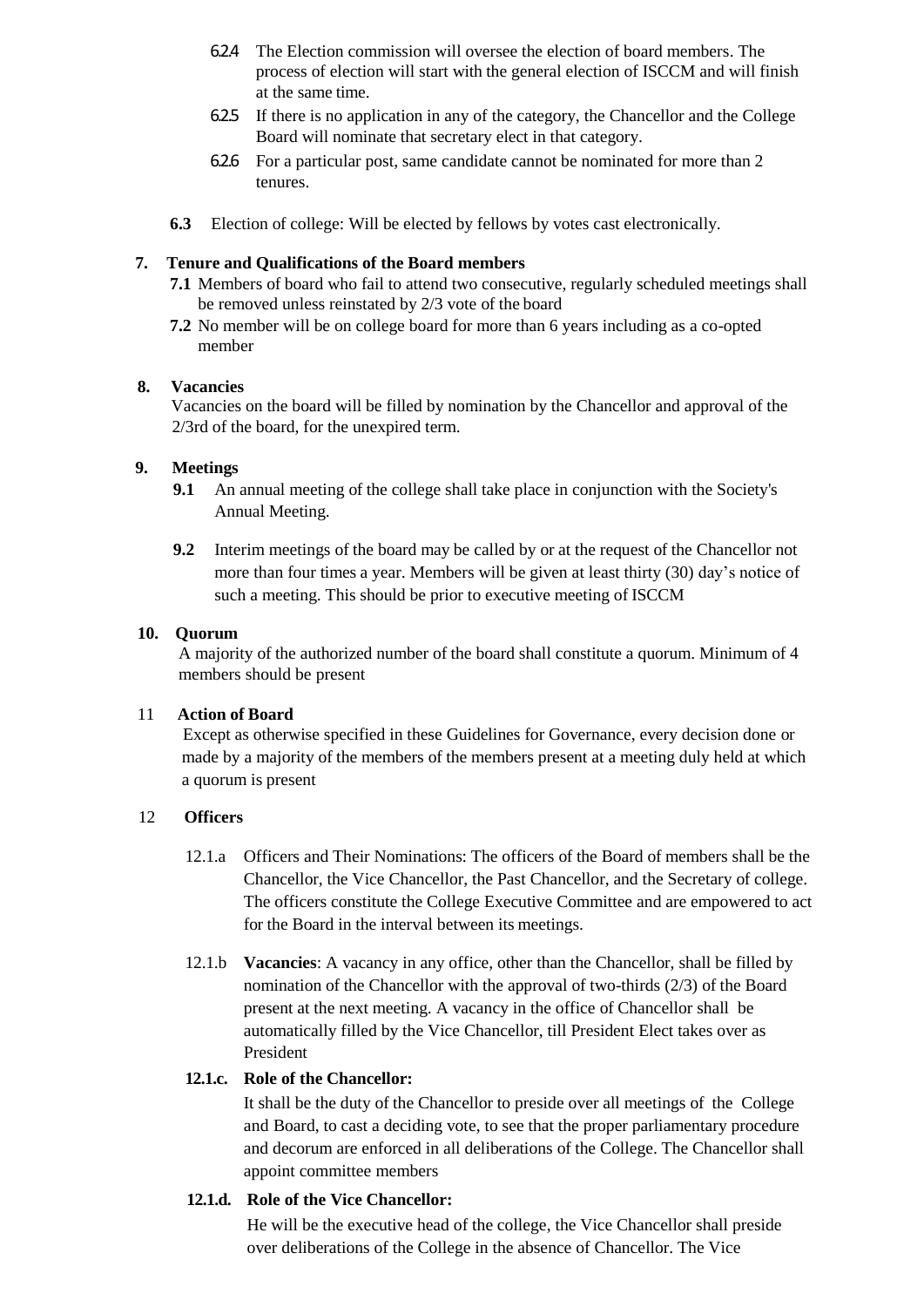6.2.4 The Election commission will oversee the election of board members. The process of election will start with the general election of ISCCM and will finish at the same time.

6.2.5 If there is no application in any of the category, the Chancellor and the College Board will nominate that secretary elect in that category.

6.2.6 For a particular post, same candidate cannot be nominated for more than 2 tenures.

**6.3** Election of college: Will be elected by fellows by votes cast electronically.

**7. Tenure and Qualifications of the Board members**

**7.1** Members of board who fail to attend two consecutive, regularly scheduled meetings shall be removed unless reinstated by 2/3 vote of the board

**7.2** No member will be on college board for more than 6 years including as a co-opted member

**8. Vacancies**

Vacancies on the board will be filled by nomination by the Chancellor and approval of the 2/3rd of the board, for the unexpired term.

**9. Meetings**

**9.1** An annual meeting of the college shall take place in conjunction with the Society's Annual Meeting.

**9.2** Interim meetings of the board may be called by or at the request of the Chancellor not more than four times a year. Members will be given at least thirty (30) day's notice of such a meeting. This should be prior to executive meeting of ISCCM

**10. Quorum**

A majority of the authorized number of the board shall constitute a quorum. Minimum of 4 members should be present

11 **Action of Board**

Except as otherwise specified in these Guidelines for Governance, every decision done or made by a majority of the members of the members present at a meeting duly held at which a quorum is present

12 **Officers**

12.1.a Officers and Their Nominations: The officers of the Board of members shall be the Chancellor, the Vice Chancellor, the Past Chancellor, and the Secretary of college. The officers constitute the College Executive Committee and are empowered to act for the Board in the interval between its meetings.

12.1.b **Vacancies**: A vacancy in any office, other than the Chancellor, shall be filled by nomination of the Chancellor with the approval of two-thirds (2/3) of the Board present at the next meeting. A vacancy in the office of Chancellor shall be automatically filled by the Vice Chancellor, till President Elect takes over as President

**12.1.c. Role of the Chancellor:**

It shall be the duty of the Chancellor to preside over all meetings of the College and Board, to cast a deciding vote, to see that the proper parliamentary procedure and decorum are enforced in all deliberations of the College. The Chancellor shall appoint committee members

**12.1.d. Role of the Vice Chancellor:**

He will be the executive head of the college, the Vice Chancellor shall preside over deliberations of the College in the absence of Chancellor. The Vice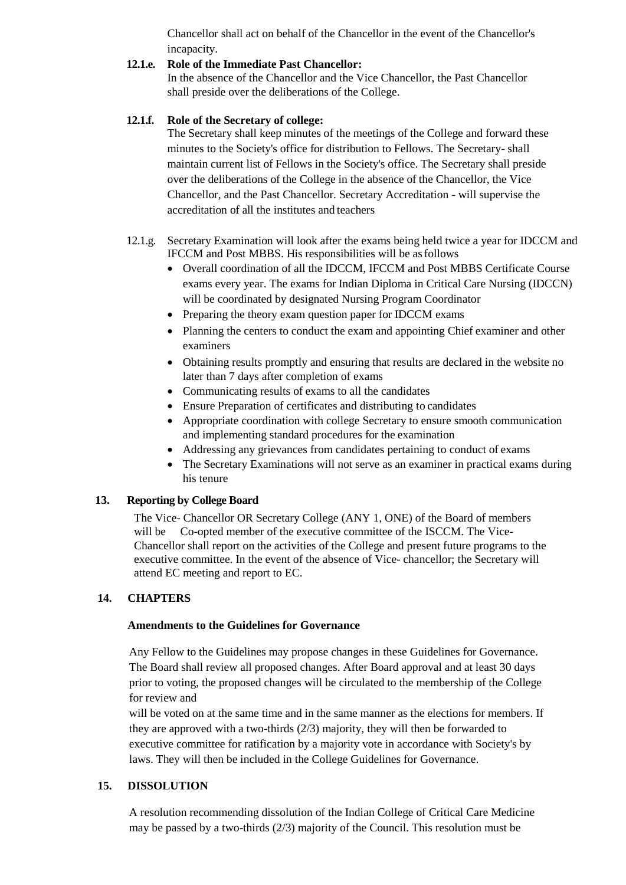Chancellor shall act on behalf of the Chancellor in the event of the Chancellor's incapacity.

**12.1.e. Role of the Immediate Past Chancellor:**

In the absence of the Chancellor and the Vice Chancellor, the Past Chancellor shall preside over the deliberations of the College.

**12.1.f. Role of the Secretary of college:**

The Secretary shall keep minutes of the meetings of the College and forward these minutes to the Society's office for distribution to Fellows. The Secretary- shall maintain current list of Fellows in the Society's office. The Secretary shall preside over the deliberations of the College in the absence of the Chancellor, the Vice Chancellor, and the Past Chancellor. Secretary Accreditation - will supervise the accreditation of all the institutes and teachers

12.1.g. Secretary Examination will look after the exams being held twice a year for IDCCM and IFCCM and Post MBBS. His responsibilities will be as follows

- Overall coordination of all the IDCCM, IFCCM and Post MBBS Certificate Course exams every year. The exams for Indian Diploma in Critical Care Nursing (IDCCN) will be coordinated by designated Nursing Program Coordinator
- Preparing the theory exam question paper for IDCCM exams
- Planning the centers to conduct the exam and appointing Chief examiner and other examiners
- Obtaining results promptly and ensuring that results are declared in the website no later than 7 days after completion of exams
- Communicating results of exams to all the candidates
- Ensure Preparation of certificates and distributing to candidates
- Appropriate coordination with college Secretary to ensure smooth communication and implementing standard procedures for the examination
- Addressing any grievances from candidates pertaining to conduct of exams
- The Secretary Examinations will not serve as an examiner in practical exams during his tenure

## 13. Reporting by College Board

The Vice- Chancellor OR Secretary College (ANY 1, ONE) of the Board of members will be Co-opted member of the executive committee of the ISCCM. The Vice-Chancellor shall report on the activities of the College and present future programs to the executive committee. In the event of the absence of Vice- chancellor; the Secretary will attend EC meeting and report to EC.

## 14. CHAPTERS

**Amendments to the Guidelines for Governance**

Any Fellow to the Guidelines may propose changes in these Guidelines for Governance. The Board shall review all proposed changes. After Board approval and at least 30 days prior to voting, the proposed changes will be circulated to the membership of the College for review and

will be voted on at the same time and in the same manner as the elections for members. If they are approved with a two-thirds (2/3) majority, they will then be forwarded to executive committee for ratification by a majority vote in accordance with Society's by laws. They will then be included in the College Guidelines for Governance.

## 15. DISSOLUTION

A resolution recommending dissolution of the Indian College of Critical Care Medicine may be passed by a two-thirds (2/3) majority of the Council. This resolution must be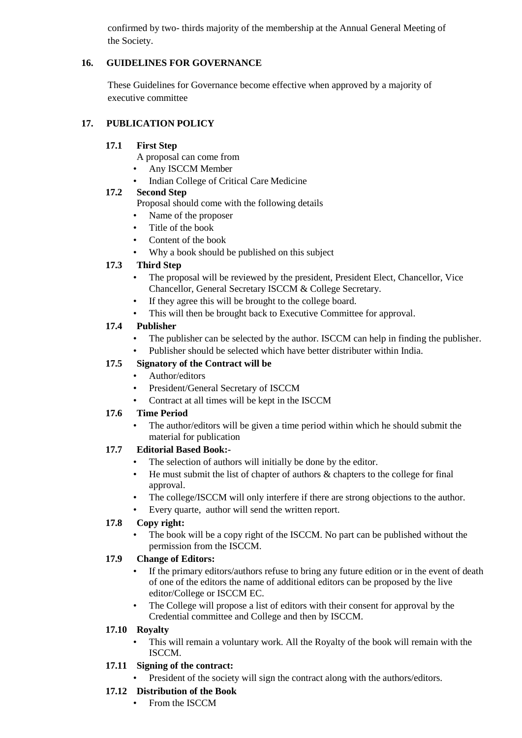confirmed by two- thirds majority of the membership at the Annual General Meeting of the Society.

## 16. GUIDELINES FOR GOVERNANCE

These Guidelines for Governance become effective when approved by a majority of executive committee

## 17. PUBLICATION POLICY

### 17.1 First Step

A proposal can come from

- Any ISCCM Member
- Indian College of Critical Care Medicine

### 17.2 Second Step

Proposal should come with the following details

- Name of the proposer
- Title of the book
- Content of the book
- Why a book should be published on this subject

### 17.3 Third Step

- The proposal will be reviewed by the president, President Elect, Chancellor, Vice Chancellor, General Secretary ISCCM & College Secretary.
- If they agree this will be brought to the college board.
- This will then be brought back to Executive Committee for approval.

### 17.4 Publisher

- The publisher can be selected by the author. ISCCM can help in finding the publisher.
- Publisher should be selected which have better distributer within India.

### 17.5 Signatory of the Contract will be

- Author/editors
- President/General Secretary of ISCCM
- Contract at all times will be kept in the ISCCM

### 17.6 Time Period

- The author/editors will be given a time period within which he should submit the material for publication

### 17.7 Editorial Based Book:-

- The selection of authors will initially be done by the editor.
- He must submit the list of chapter of authors & chapters to the college for final approval.
- The college/ISCCM will only interfere if there are strong objections to the author.
- Every quarte, author will send the written report.

### 17.8 Copy right:

- The book will be a copy right of the ISCCM. No part can be published without the permission from the ISCCM.

### 17.9 Change of Editors:

- If the primary editors/authors refuse to bring any future edition or in the event of death of one of the editors the name of additional editors can be proposed by the live editor/College or ISCCM EC.
- The College will propose a list of editors with their consent for approval by the Credential committee and College and then by ISCCM.

### 17.10 Royalty

- This will remain a voluntary work. All the Royalty of the book will remain with the ISCCM.

### 17.11 Signing of the contract:

- President of the society will sign the contract along with the authors/editors.

### 17.12 Distribution of the Book

- From the ISCCM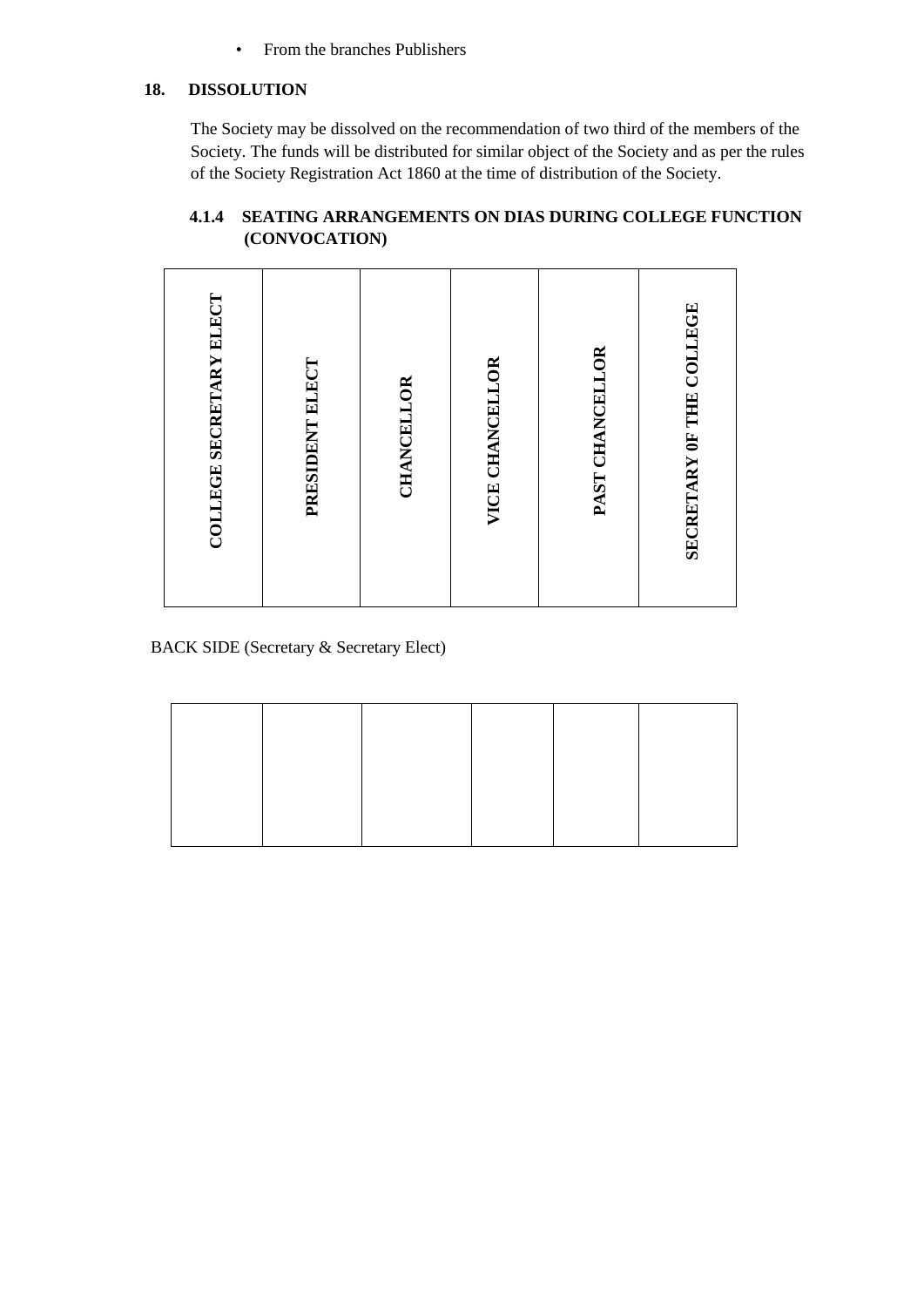- From the branches Publishers

## 18. DISSOLUTION

The Society may be dissolved on the recommendation of two third of the members of the Society. The funds will be distributed for similar object of the Society and as per the rules of the Society Registration Act 1860 at the time of distribution of the Society.

### 4.1.4 SEATING ARRANGEMENTS ON DIAS DURING COLLEGE FUNCTION (CONVOCATION)

| COLLEGE SECRETARY ELECT | PRESIDENT ELECT | CHANCELLOR | VICE CHANCELLOR | PAST CHANCELLOR | SECRETARY 0F THE COLLEGE |
|---|---|---|---|---|---|

BACK SIDE (Secretary & Secretary Elect)

| | | | | | |
|---|---|---|---|---|---|
| | | | | | |